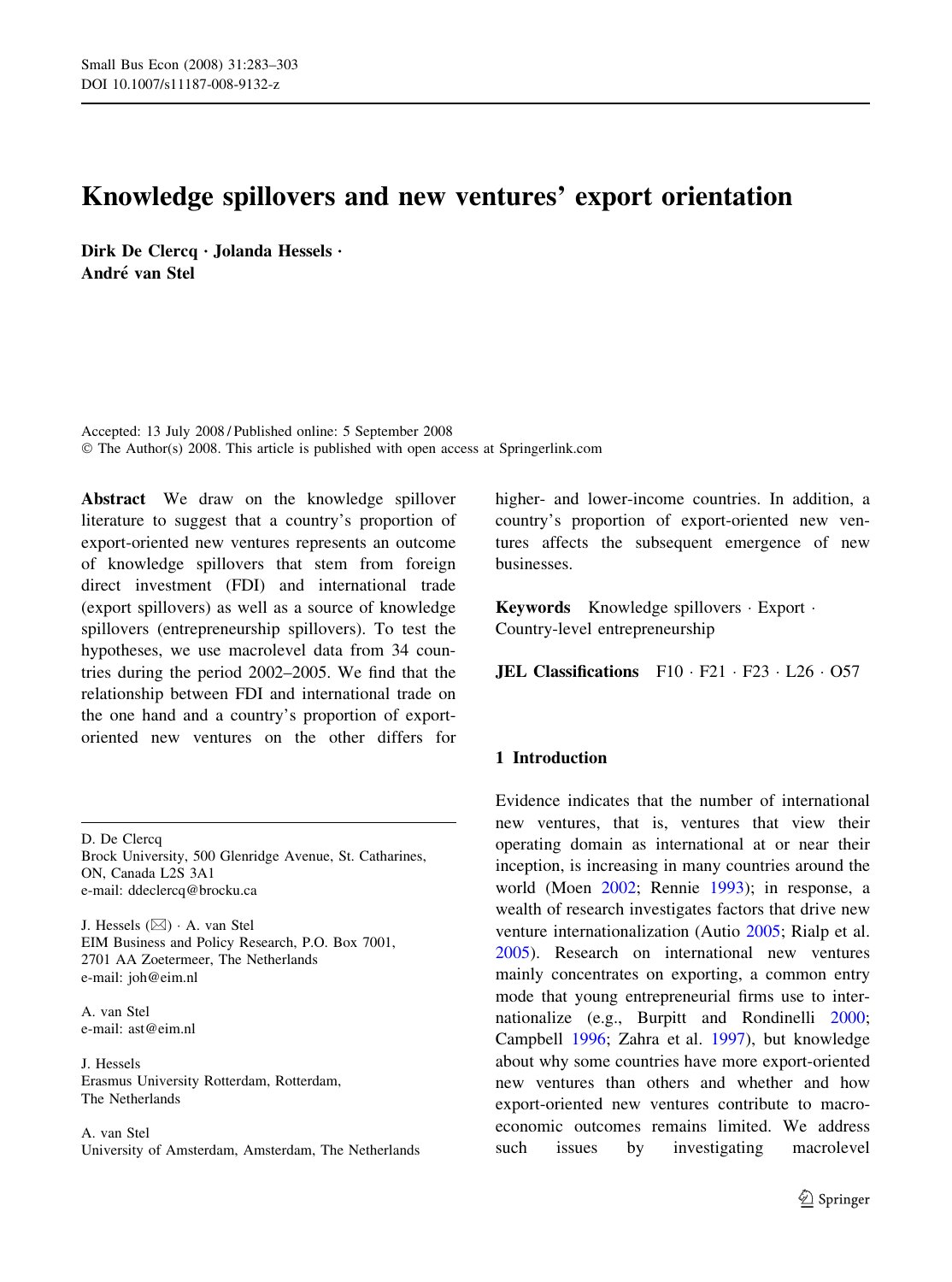# Knowledge spillovers and new ventures' export orientation

**Dirk De Clercq · Jolanda Hessels · André van Stel**

Accepted: 13 July 2008 / Published online: 5 September 2008
© The Author(s) 2008. This article is published with open access at Springerlink.com

**Abstract** We draw on the knowledge spillover literature to suggest that a country's proportion of export-oriented new ventures represents an outcome of knowledge spillovers that stem from foreign direct investment (FDI) and international trade (export spillovers) as well as a source of knowledge spillovers (entrepreneurship spillovers). To test the hypotheses, we use macrolevel data from 34 countries during the period 2002–2005. We find that the relationship between FDI and international trade on the one hand and a country's proportion of export-oriented new ventures on the other differs for higher- and lower-income countries. In addition, a country's proportion of export-oriented new ventures affects the subsequent emergence of new businesses.

**Keywords** Knowledge spillovers · Export · Country-level entrepreneurship

**JEL Classifications** F10 · F21 · F23 · L26 · O57

D. De Clercq
Brock University, 500 Glenridge Avenue, St. Catharines, ON, Canada L2S 3A1
e-mail: ddeclercq@brocku.ca

J. Hessels (✉) · A. van Stel
EIM Business and Policy Research, P.O. Box 7001, 2701 AA Zoetermeer, The Netherlands
e-mail: joh@eim.nl

A. van Stel
e-mail: ast@eim.nl

J. Hessels
Erasmus University Rotterdam, Rotterdam, The Netherlands

A. van Stel
University of Amsterdam, Amsterdam, The Netherlands

## 1 Introduction

Evidence indicates that the number of international new ventures, that is, ventures that view their operating domain as international at or near their inception, is increasing in many countries around the world (Moen 2002; Rennie 1993); in response, a wealth of research investigates factors that drive new venture internationalization (Autio 2005; Rialp et al. 2005). Research on international new ventures mainly concentrates on exporting, a common entry mode that young entrepreneurial firms use to internationalize (e.g., Burpitt and Rondinelli 2000; Campbell 1996; Zahra et al. 1997), but knowledge about why some countries have more export-oriented new ventures than others and whether and how export-oriented new ventures contribute to macroeconomic outcomes remains limited. We address such issues by investigating macrolevel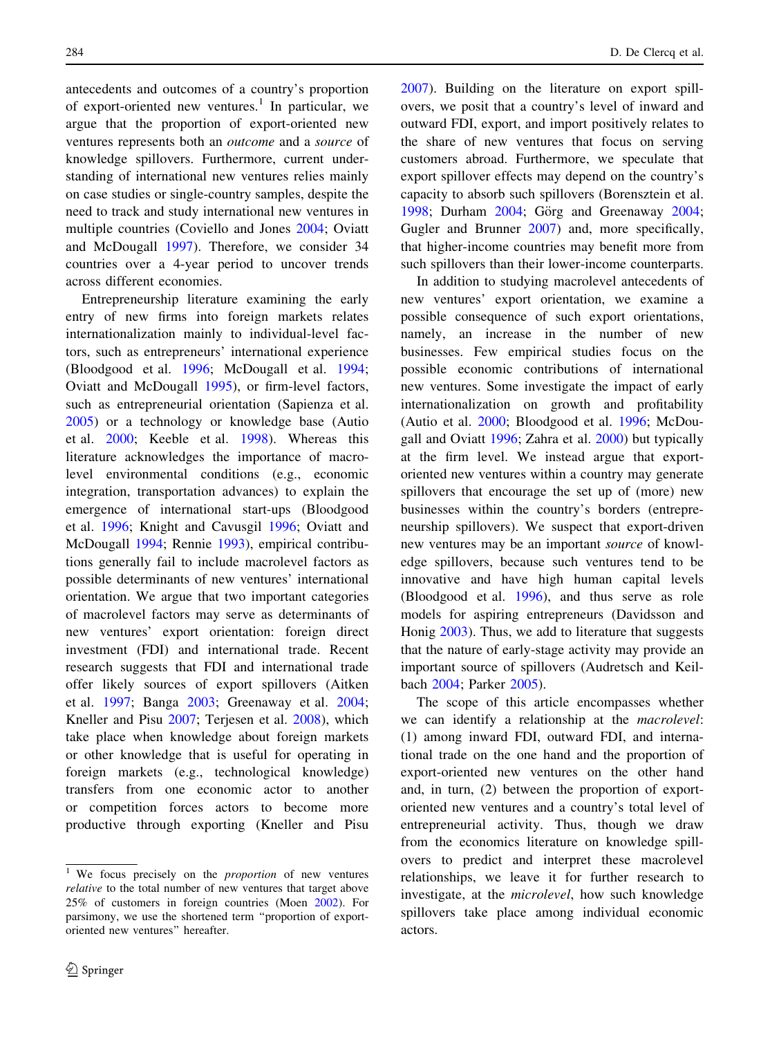antecedents and outcomes of a country's proportion of export-oriented new ventures.[1] In particular, we argue that the proportion of export-oriented new ventures represents both an *outcome* and a *source* of knowledge spillovers. Furthermore, current understanding of international new ventures relies mainly on case studies or single-country samples, despite the need to track and study international new ventures in multiple countries (Coviello and Jones 2004; Oviatt and McDougall 1997). Therefore, we consider 34 countries over a 4-year period to uncover trends across different economies.

Entrepreneurship literature examining the early entry of new firms into foreign markets relates internationalization mainly to individual-level factors, such as entrepreneurs' international experience (Bloodgood et al. 1996; McDougall et al. 1994; Oviatt and McDougall 1995), or firm-level factors, such as entrepreneurial orientation (Sapienza et al. 2005) or a technology or knowledge base (Autio et al. 2000; Keeble et al. 1998). Whereas this literature acknowledges the importance of macrolevel environmental conditions (e.g., economic integration, transportation advances) to explain the emergence of international start-ups (Bloodgood et al. 1996; Knight and Cavusgil 1996; Oviatt and McDougall 1994; Rennie 1993), empirical contributions generally fail to include macrolevel factors as possible determinants of new ventures' international orientation. We argue that two important categories of macrolevel factors may serve as determinants of new ventures' export orientation: foreign direct investment (FDI) and international trade. Recent research suggests that FDI and international trade offer likely sources of export spillovers (Aitken et al. 1997; Banga 2003; Greenaway et al. 2004; Kneller and Pisu 2007; Terjesen et al. 2008), which take place when knowledge about foreign markets or other knowledge that is useful for operating in foreign markets (e.g., technological knowledge) transfers from one economic actor to another or competition forces actors to become more productive through exporting (Kneller and Pisu 2007). Building on the literature on export spillovers, we posit that a country's level of inward and outward FDI, export, and import positively relates to the share of new ventures that focus on serving customers abroad. Furthermore, we speculate that export spillover effects may depend on the country's capacity to absorb such spillovers (Borensztein et al. 1998; Durham 2004; Görg and Greenaway 2004; Gugler and Brunner 2007) and, more specifically, that higher-income countries may benefit more from such spillovers than their lower-income counterparts.

In addition to studying macrolevel antecedents of new ventures' export orientation, we examine a possible consequence of such export orientations, namely, an increase in the number of new businesses. Few empirical studies focus on the possible economic contributions of international new ventures. Some investigate the impact of early internationalization on growth and profitability (Autio et al. 2000; Bloodgood et al. 1996; McDougall and Oviatt 1996; Zahra et al. 2000) but typically at the firm level. We instead argue that export-oriented new ventures within a country may generate spillovers that encourage the set up of (more) new businesses within the country's borders (entrepreneurship spillovers). We suspect that export-driven new ventures may be an important *source* of knowledge spillovers, because such ventures tend to be innovative and have high human capital levels (Bloodgood et al. 1996), and thus serve as role models for aspiring entrepreneurs (Davidsson and Honig 2003). Thus, we add to literature that suggests that the nature of early-stage activity may provide an important source of spillovers (Audretsch and Keilbach 2004; Parker 2005).

The scope of this article encompasses whether we can identify a relationship at the *macrolevel*: (1) among inward FDI, outward FDI, and international trade on the one hand and the proportion of export-oriented new ventures on the other hand and, in turn, (2) between the proportion of export-oriented new ventures and a country's total level of entrepreneurial activity. Thus, though we draw from the economics literature on knowledge spillovers to predict and interpret these macrolevel relationships, we leave it for further research to investigate, at the *microlevel*, how such knowledge spillovers take place among individual economic actors.

---

[1] We focus precisely on the *proportion* of new ventures *relative* to the total number of new ventures that target above 25% of customers in foreign countries (Moen 2002). For parsimony, we use the shortened term "proportion of export-oriented new ventures" hereafter.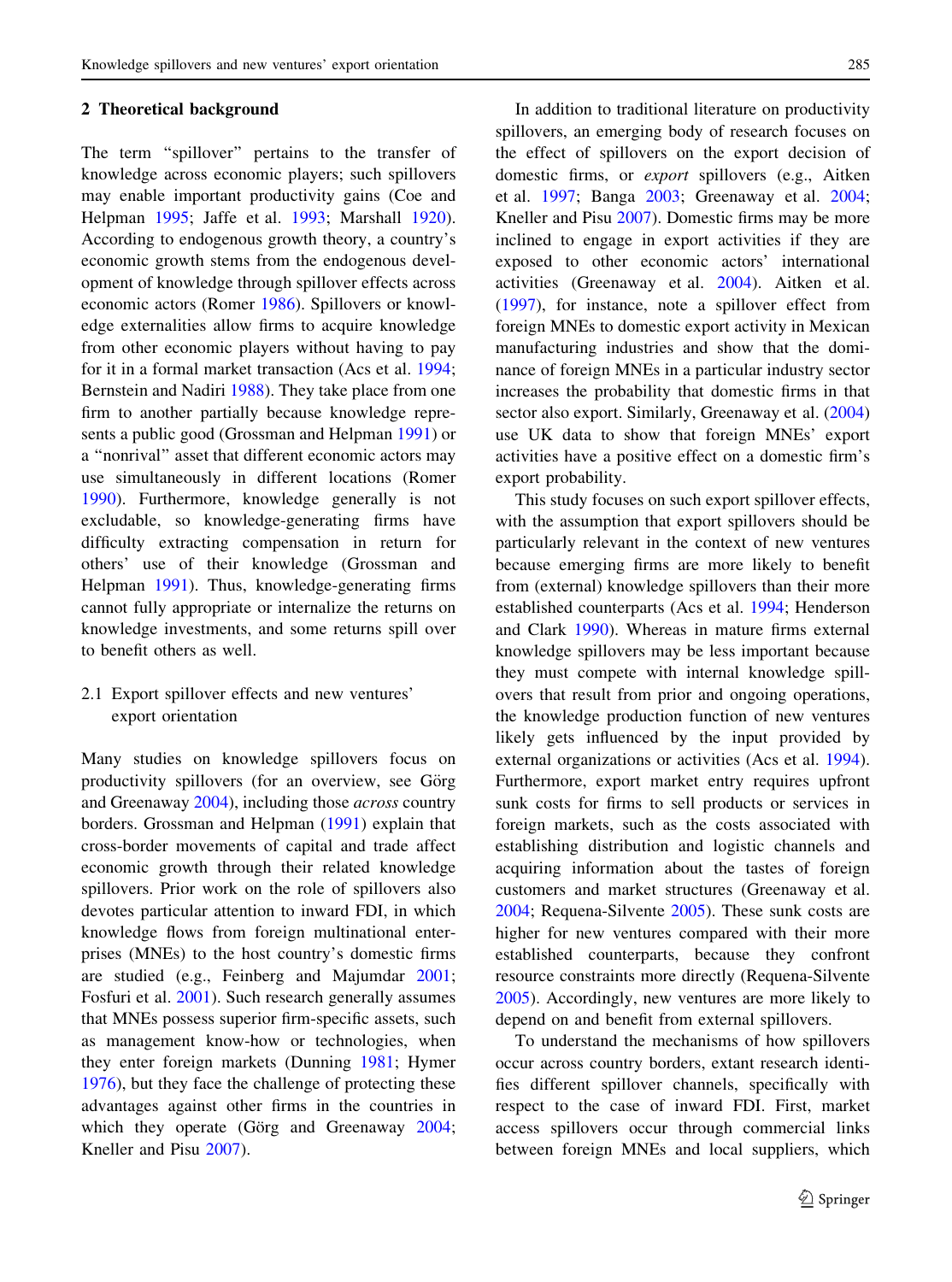## 2 Theoretical background

The term "spillover" pertains to the transfer of knowledge across economic players; such spillovers may enable important productivity gains (Coe and Helpman 1995; Jaffe et al. 1993; Marshall 1920). According to endogenous growth theory, a country's economic growth stems from the endogenous development of knowledge through spillover effects across economic actors (Romer 1986). Spillovers or knowledge externalities allow firms to acquire knowledge from other economic players without having to pay for it in a formal market transaction (Acs et al. 1994; Bernstein and Nadiri 1988). They take place from one firm to another partially because knowledge represents a public good (Grossman and Helpman 1991) or a "nonrival" asset that different economic actors may use simultaneously in different locations (Romer 1990). Furthermore, knowledge generally is not excludable, so knowledge-generating firms have difficulty extracting compensation in return for others' use of their knowledge (Grossman and Helpman 1991). Thus, knowledge-generating firms cannot fully appropriate or internalize the returns on knowledge investments, and some returns spill over to benefit others as well.

### 2.1 Export spillover effects and new ventures' export orientation

Many studies on knowledge spillovers focus on productivity spillovers (for an overview, see Görg and Greenaway 2004), including those *across* country borders. Grossman and Helpman (1991) explain that cross-border movements of capital and trade affect economic growth through their related knowledge spillovers. Prior work on the role of spillovers also devotes particular attention to inward FDI, in which knowledge flows from foreign multinational enterprises (MNEs) to the host country's domestic firms are studied (e.g., Feinberg and Majumdar 2001; Fosfuri et al. 2001). Such research generally assumes that MNEs possess superior firm-specific assets, such as management know-how or technologies, when they enter foreign markets (Dunning 1981; Hymer 1976), but they face the challenge of protecting these advantages against other firms in the countries in which they operate (Görg and Greenaway 2004; Kneller and Pisu 2007).

In addition to traditional literature on productivity spillovers, an emerging body of research focuses on the effect of spillovers on the export decision of domestic firms, or *export* spillovers (e.g., Aitken et al. 1997; Banga 2003; Greenaway et al. 2004; Kneller and Pisu 2007). Domestic firms may be more inclined to engage in export activities if they are exposed to other economic actors' international activities (Greenaway et al. 2004). Aitken et al. (1997), for instance, note a spillover effect from foreign MNEs to domestic export activity in Mexican manufacturing industries and show that the dominance of foreign MNEs in a particular industry sector increases the probability that domestic firms in that sector also export. Similarly, Greenaway et al. (2004) use UK data to show that foreign MNEs' export activities have a positive effect on a domestic firm's export probability.

This study focuses on such export spillover effects, with the assumption that export spillovers should be particularly relevant in the context of new ventures because emerging firms are more likely to benefit from (external) knowledge spillovers than their more established counterparts (Acs et al. 1994; Henderson and Clark 1990). Whereas in mature firms external knowledge spillovers may be less important because they must compete with internal knowledge spillovers that result from prior and ongoing operations, the knowledge production function of new ventures likely gets influenced by the input provided by external organizations or activities (Acs et al. 1994). Furthermore, export market entry requires upfront sunk costs for firms to sell products or services in foreign markets, such as the costs associated with establishing distribution and logistic channels and acquiring information about the tastes of foreign customers and market structures (Greenaway et al. 2004; Requena-Silvente 2005). These sunk costs are higher for new ventures compared with their more established counterparts, because they confront resource constraints more directly (Requena-Silvente 2005). Accordingly, new ventures are more likely to depend on and benefit from external spillovers.

To understand the mechanisms of how spillovers occur across country borders, extant research identifies different spillover channels, specifically with respect to the case of inward FDI. First, market access spillovers occur through commercial links between foreign MNEs and local suppliers, which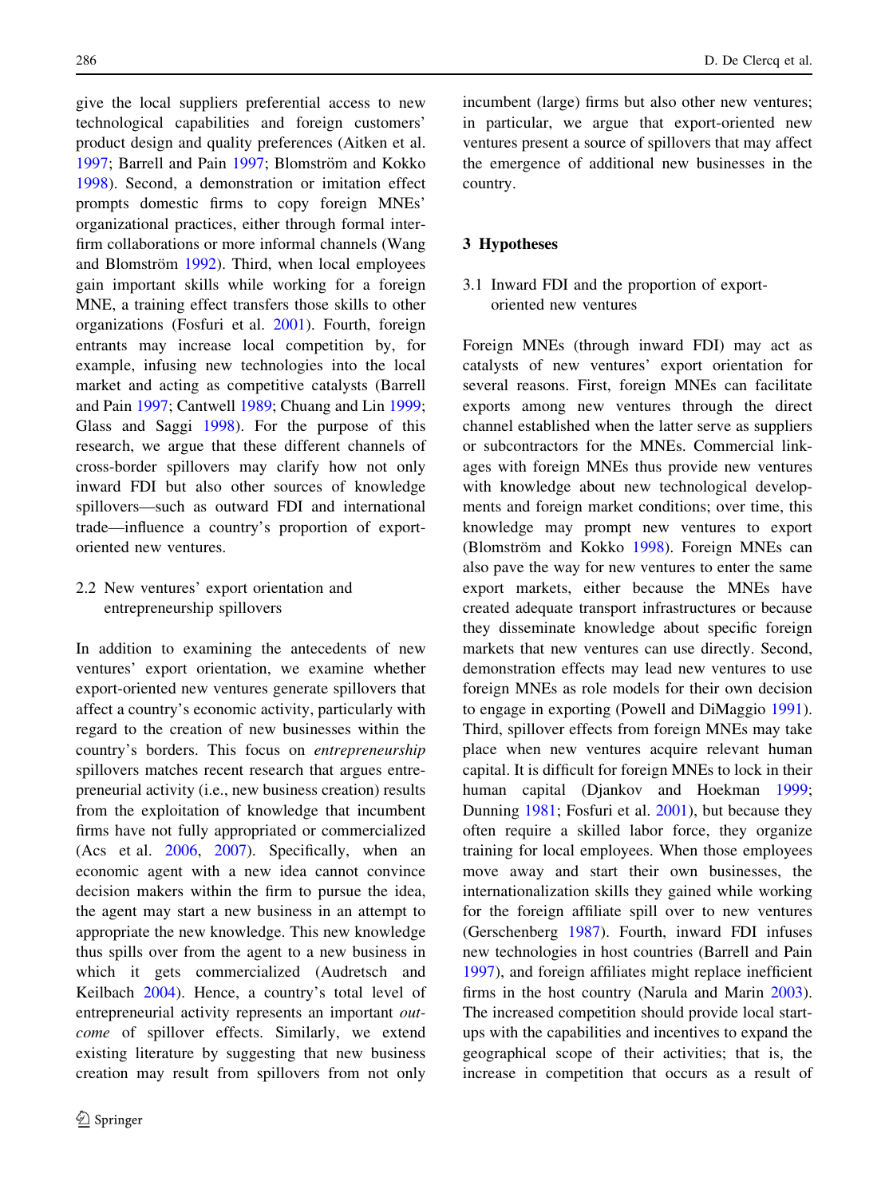give the local suppliers preferential access to new technological capabilities and foreign customers' product design and quality preferences (Aitken et al. 1997; Barrell and Pain 1997; Blomström and Kokko 1998). Second, a demonstration or imitation effect prompts domestic firms to copy foreign MNEs' organizational practices, either through formal inter-firm collaborations or more informal channels (Wang and Blomström 1992). Third, when local employees gain important skills while working for a foreign MNE, a training effect transfers those skills to other organizations (Fosfuri et al. 2001). Fourth, foreign entrants may increase local competition by, for example, infusing new technologies into the local market and acting as competitive catalysts (Barrell and Pain 1997; Cantwell 1989; Chuang and Lin 1999; Glass and Saggi 1998). For the purpose of this research, we argue that these different channels of cross-border spillovers may clarify how not only inward FDI but also other sources of knowledge spillovers—such as outward FDI and international trade—influence a country's proportion of export-oriented new ventures.

### 2.2 New ventures' export orientation and entrepreneurship spillovers

In addition to examining the antecedents of new ventures' export orientation, we examine whether export-oriented new ventures generate spillovers that affect a country's economic activity, particularly with regard to the creation of new businesses within the country's borders. This focus on *entrepreneurship* spillovers matches recent research that argues entrepreneurial activity (i.e., new business creation) results from the exploitation of knowledge that incumbent firms have not fully appropriated or commercialized (Acs et al. 2006, 2007). Specifically, when an economic agent with a new idea cannot convince decision makers within the firm to pursue the idea, the agent may start a new business in an attempt to appropriate the new knowledge. This new knowledge thus spills over from the agent to a new business in which it gets commercialized (Audretsch and Keilbach 2004). Hence, a country's total level of entrepreneurial activity represents an important *outcome* of spillover effects. Similarly, we extend existing literature by suggesting that new business creation may result from spillovers from not only incumbent (large) firms but also other new ventures; in particular, we argue that export-oriented new ventures present a source of spillovers that may affect the emergence of additional new businesses in the country.

## 3 Hypotheses

### 3.1 Inward FDI and the proportion of export-oriented new ventures

Foreign MNEs (through inward FDI) may act as catalysts of new ventures' export orientation for several reasons. First, foreign MNEs can facilitate exports among new ventures through the direct channel established when the latter serve as suppliers or subcontractors for the MNEs. Commercial linkages with foreign MNEs thus provide new ventures with knowledge about new technological developments and foreign market conditions; over time, this knowledge may prompt new ventures to export (Blomström and Kokko 1998). Foreign MNEs can also pave the way for new ventures to enter the same export markets, either because the MNEs have created adequate transport infrastructures or because they disseminate knowledge about specific foreign markets that new ventures can use directly. Second, demonstration effects may lead new ventures to use foreign MNEs as role models for their own decision to engage in exporting (Powell and DiMaggio 1991). Third, spillover effects from foreign MNEs may take place when new ventures acquire relevant human capital. It is difficult for foreign MNEs to lock in their human capital (Djankov and Hoekman 1999; Dunning 1981; Fosfuri et al. 2001), but because they often require a skilled labor force, they organize training for local employees. When those employees move away and start their own businesses, the internationalization skills they gained while working for the foreign affiliate spill over to new ventures (Gerschenberg 1987). Fourth, inward FDI infuses new technologies in host countries (Barrell and Pain 1997), and foreign affiliates might replace inefficient firms in the host country (Narula and Marin 2003). The increased competition should provide local start-ups with the capabilities and incentives to expand the geographical scope of their activities; that is, the increase in competition that occurs as a result of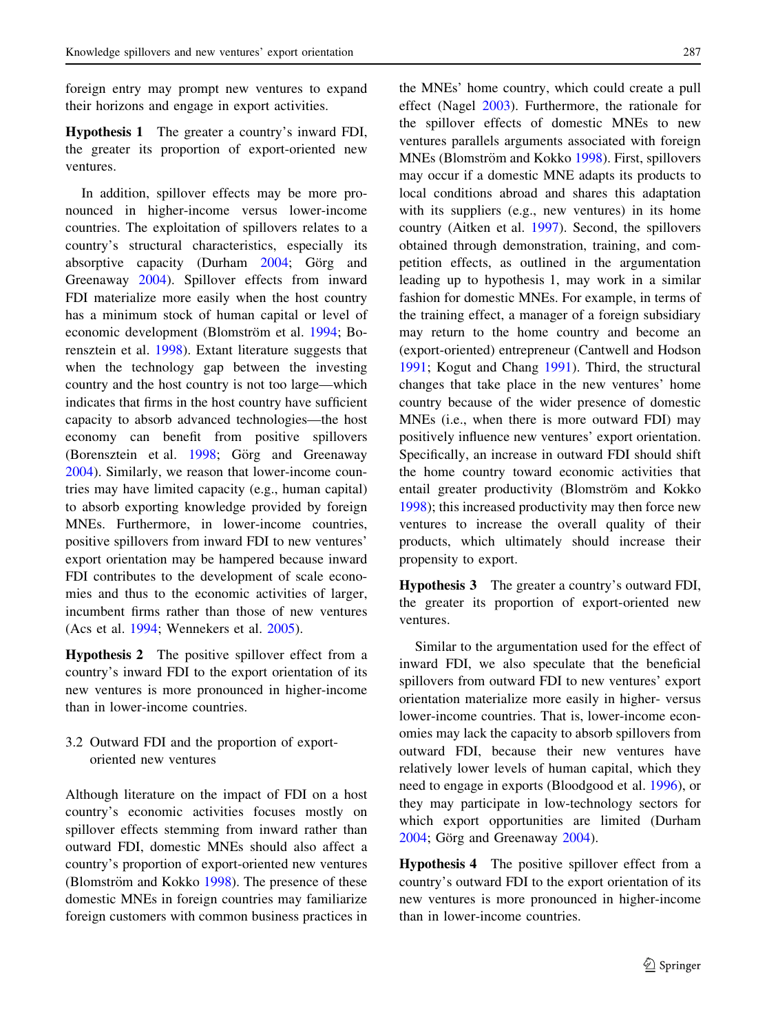foreign entry may prompt new ventures to expand their horizons and engage in export activities.

**Hypothesis 1** The greater a country's inward FDI, the greater its proportion of export-oriented new ventures.

In addition, spillover effects may be more pronounced in higher-income versus lower-income countries. The exploitation of spillovers relates to a country's structural characteristics, especially its absorptive capacity (Durham 2004; Görg and Greenaway 2004). Spillover effects from inward FDI materialize more easily when the host country has a minimum stock of human capital or level of economic development (Blomström et al. 1994; Borensztein et al. 1998). Extant literature suggests that when the technology gap between the investing country and the host country is not too large—which indicates that firms in the host country have sufficient capacity to absorb advanced technologies—the host economy can benefit from positive spillovers (Borensztein et al. 1998; Görg and Greenaway 2004). Similarly, we reason that lower-income countries may have limited capacity (e.g., human capital) to absorb exporting knowledge provided by foreign MNEs. Furthermore, in lower-income countries, positive spillovers from inward FDI to new ventures' export orientation may be hampered because inward FDI contributes to the development of scale economies and thus to the economic activities of larger, incumbent firms rather than those of new ventures (Acs et al. 1994; Wennekers et al. 2005).

**Hypothesis 2** The positive spillover effect from a country's inward FDI to the export orientation of its new ventures is more pronounced in higher-income than in lower-income countries.

### 3.2 Outward FDI and the proportion of export-oriented new ventures

Although literature on the impact of FDI on a host country's economic activities focuses mostly on spillover effects stemming from inward rather than outward FDI, domestic MNEs should also affect a country's proportion of export-oriented new ventures (Blomström and Kokko 1998). The presence of these domestic MNEs in foreign countries may familiarize foreign customers with common business practices in the MNEs' home country, which could create a pull effect (Nagel 2003). Furthermore, the rationale for the spillover effects of domestic MNEs to new ventures parallels arguments associated with foreign MNEs (Blomström and Kokko 1998). First, spillovers may occur if a domestic MNE adapts its products to local conditions abroad and shares this adaptation with its suppliers (e.g., new ventures) in its home country (Aitken et al. 1997). Second, the spillovers obtained through demonstration, training, and competition effects, as outlined in the argumentation leading up to hypothesis 1, may work in a similar fashion for domestic MNEs. For example, in terms of the training effect, a manager of a foreign subsidiary may return to the home country and become an (export-oriented) entrepreneur (Cantwell and Hodson 1991; Kogut and Chang 1991). Third, the structural changes that take place in the new ventures' home country because of the wider presence of domestic MNEs (i.e., when there is more outward FDI) may positively influence new ventures' export orientation. Specifically, an increase in outward FDI should shift the home country toward economic activities that entail greater productivity (Blomström and Kokko 1998); this increased productivity may then force new ventures to increase the overall quality of their products, which ultimately should increase their propensity to export.

**Hypothesis 3** The greater a country's outward FDI, the greater its proportion of export-oriented new ventures.

Similar to the argumentation used for the effect of inward FDI, we also speculate that the beneficial spillovers from outward FDI to new ventures' export orientation materialize more easily in higher- versus lower-income countries. That is, lower-income economies may lack the capacity to absorb spillovers from outward FDI, because their new ventures have relatively lower levels of human capital, which they need to engage in exports (Bloodgood et al. 1996), or they may participate in low-technology sectors for which export opportunities are limited (Durham 2004; Görg and Greenaway 2004).

**Hypothesis 4** The positive spillover effect from a country's outward FDI to the export orientation of its new ventures is more pronounced in higher-income than in lower-income countries.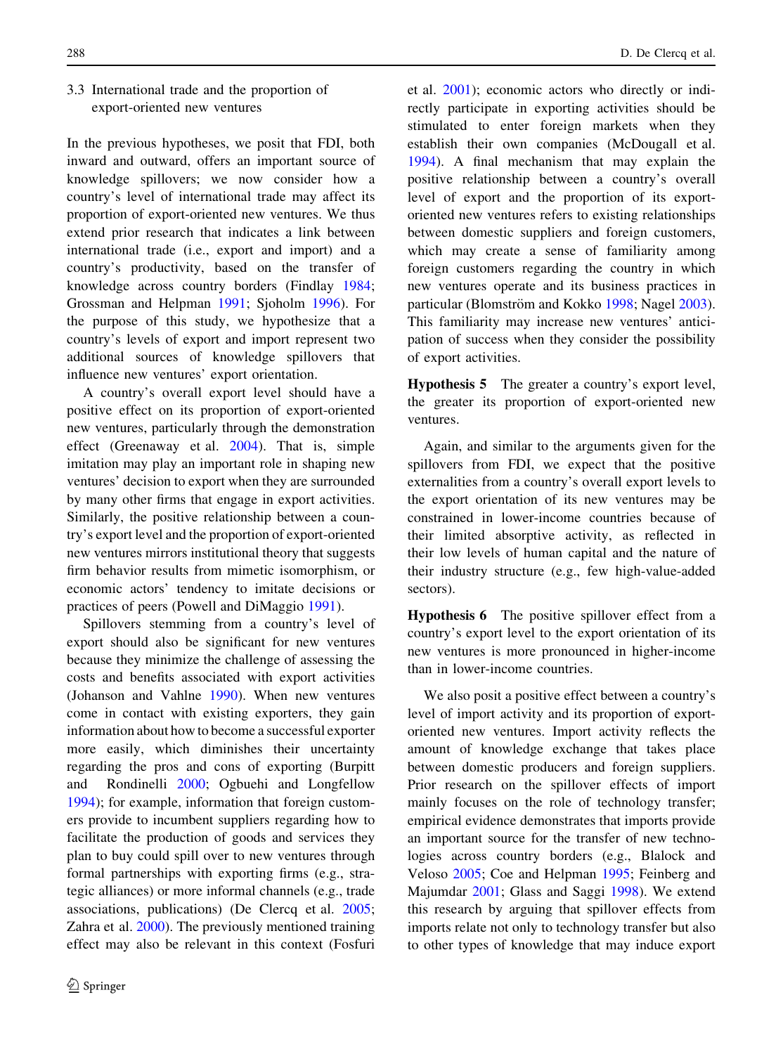### 3.3 International trade and the proportion of export-oriented new ventures

In the previous hypotheses, we posit that FDI, both inward and outward, offers an important source of knowledge spillovers; we now consider how a country's level of international trade may affect its proportion of export-oriented new ventures. We thus extend prior research that indicates a link between international trade (i.e., export and import) and a country's productivity, based on the transfer of knowledge across country borders (Findlay 1984; Grossman and Helpman 1991; Sjoholm 1996). For the purpose of this study, we hypothesize that a country's levels of export and import represent two additional sources of knowledge spillovers that influence new ventures' export orientation.

A country's overall export level should have a positive effect on its proportion of export-oriented new ventures, particularly through the demonstration effect (Greenaway et al. 2004). That is, simple imitation may play an important role in shaping new ventures' decision to export when they are surrounded by many other firms that engage in export activities. Similarly, the positive relationship between a country's export level and the proportion of export-oriented new ventures mirrors institutional theory that suggests firm behavior results from mimetic isomorphism, or economic actors' tendency to imitate decisions or practices of peers (Powell and DiMaggio 1991).

Spillovers stemming from a country's level of export should also be significant for new ventures because they minimize the challenge of assessing the costs and benefits associated with export activities (Johanson and Vahlne 1990). When new ventures come in contact with existing exporters, they gain information about how to become a successful exporter more easily, which diminishes their uncertainty regarding the pros and cons of exporting (Burpitt and Rondinelli 2000; Ogbuehi and Longfellow 1994); for example, information that foreign customers provide to incumbent suppliers regarding how to facilitate the production of goods and services they plan to buy could spill over to new ventures through formal partnerships with exporting firms (e.g., strategic alliances) or more informal channels (e.g., trade associations, publications) (De Clercq et al. 2005; Zahra et al. 2000). The previously mentioned training effect may also be relevant in this context (Fosfuri et al. 2001); economic actors who directly or indirectly participate in exporting activities should be stimulated to enter foreign markets when they establish their own companies (McDougall et al. 1994). A final mechanism that may explain the positive relationship between a country's overall level of export and the proportion of its export-oriented new ventures refers to existing relationships between domestic suppliers and foreign customers, which may create a sense of familiarity among foreign customers regarding the country in which new ventures operate and its business practices in particular (Blomström and Kokko 1998; Nagel 2003). This familiarity may increase new ventures' anticipation of success when they consider the possibility of export activities.

**Hypothesis 5** The greater a country's export level, the greater its proportion of export-oriented new ventures.

Again, and similar to the arguments given for the spillovers from FDI, we expect that the positive externalities from a country's overall export levels to the export orientation of its new ventures may be constrained in lower-income countries because of their limited absorptive activity, as reflected in their low levels of human capital and the nature of their industry structure (e.g., few high-value-added sectors).

**Hypothesis 6** The positive spillover effect from a country's export level to the export orientation of its new ventures is more pronounced in higher-income than in lower-income countries.

We also posit a positive effect between a country's level of import activity and its proportion of export-oriented new ventures. Import activity reflects the amount of knowledge exchange that takes place between domestic producers and foreign suppliers. Prior research on the spillover effects of import mainly focuses on the role of technology transfer; empirical evidence demonstrates that imports provide an important source for the transfer of new technologies across country borders (e.g., Blalock and Veloso 2005; Coe and Helpman 1995; Feinberg and Majumdar 2001; Glass and Saggi 1998). We extend this research by arguing that spillover effects from imports relate not only to technology transfer but also to other types of knowledge that may induce export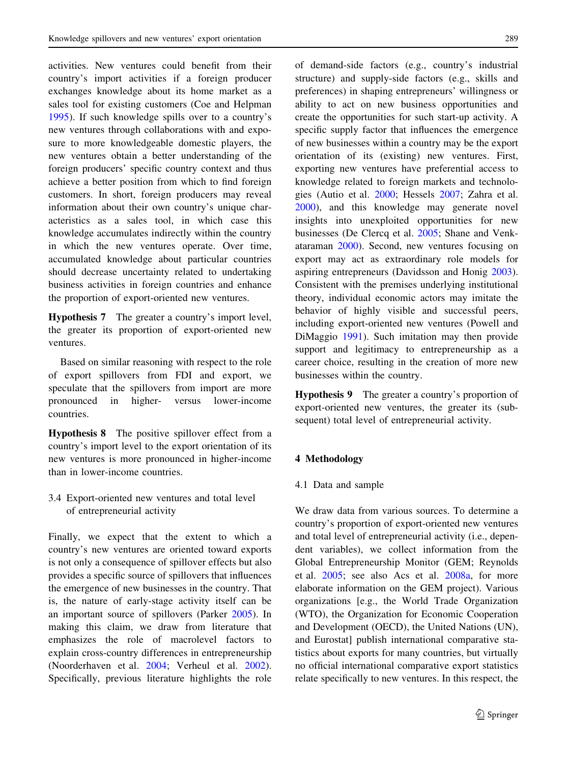activities. New ventures could benefit from their country's import activities if a foreign producer exchanges knowledge about its home market as a sales tool for existing customers (Coe and Helpman 1995). If such knowledge spills over to a country's new ventures through collaborations with and exposure to more knowledgeable domestic players, the new ventures obtain a better understanding of the foreign producers' specific country context and thus achieve a better position from which to find foreign customers. In short, foreign producers may reveal information about their own country's unique characteristics as a sales tool, in which case this knowledge accumulates indirectly within the country in which the new ventures operate. Over time, accumulated knowledge about particular countries should decrease uncertainty related to undertaking business activities in foreign countries and enhance the proportion of export-oriented new ventures.

**Hypothesis 7** The greater a country's import level, the greater its proportion of export-oriented new ventures.

Based on similar reasoning with respect to the role of export spillovers from FDI and export, we speculate that the spillovers from import are more pronounced in higher- versus lower-income countries.

**Hypothesis 8** The positive spillover effect from a country's import level to the export orientation of its new ventures is more pronounced in higher-income than in lower-income countries.

### 3.4 Export-oriented new ventures and total level of entrepreneurial activity

Finally, we expect that the extent to which a country's new ventures are oriented toward exports is not only a consequence of spillover effects but also provides a specific source of spillovers that influences the emergence of new businesses in the country. That is, the nature of early-stage activity itself can be an important source of spillovers (Parker 2005). In making this claim, we draw from literature that emphasizes the role of macrolevel factors to explain cross-country differences in entrepreneurship (Noorderhaven et al. 2004; Verheul et al. 2002). Specifically, previous literature highlights the role of demand-side factors (e.g., country's industrial structure) and supply-side factors (e.g., skills and preferences) in shaping entrepreneurs' willingness or ability to act on new business opportunities and create the opportunities for such start-up activity. A specific supply factor that influences the emergence of new businesses within a country may be the export orientation of its (existing) new ventures. First, exporting new ventures have preferential access to knowledge related to foreign markets and technologies (Autio et al. 2000; Hessels 2007; Zahra et al. 2000), and this knowledge may generate novel insights into unexploited opportunities for new businesses (De Clercq et al. 2005; Shane and Venkataraman 2000). Second, new ventures focusing on export may act as extraordinary role models for aspiring entrepreneurs (Davidsson and Honig 2003). Consistent with the premises underlying institutional theory, individual economic actors may imitate the behavior of highly visible and successful peers, including export-oriented new ventures (Powell and DiMaggio 1991). Such imitation may then provide support and legitimacy to entrepreneurship as a career choice, resulting in the creation of more new businesses within the country.

**Hypothesis 9** The greater a country's proportion of export-oriented new ventures, the greater its (subsequent) total level of entrepreneurial activity.

## 4 Methodology

### 4.1 Data and sample

We draw data from various sources. To determine a country's proportion of export-oriented new ventures and total level of entrepreneurial activity (i.e., dependent variables), we collect information from the Global Entrepreneurship Monitor (GEM; Reynolds et al. 2005; see also Acs et al. 2008a, for more elaborate information on the GEM project). Various organizations [e.g., the World Trade Organization (WTO), the Organization for Economic Cooperation and Development (OECD), the United Nations (UN), and Eurostat] publish international comparative statistics about exports for many countries, but virtually no official international comparative export statistics relate specifically to new ventures. In this respect, the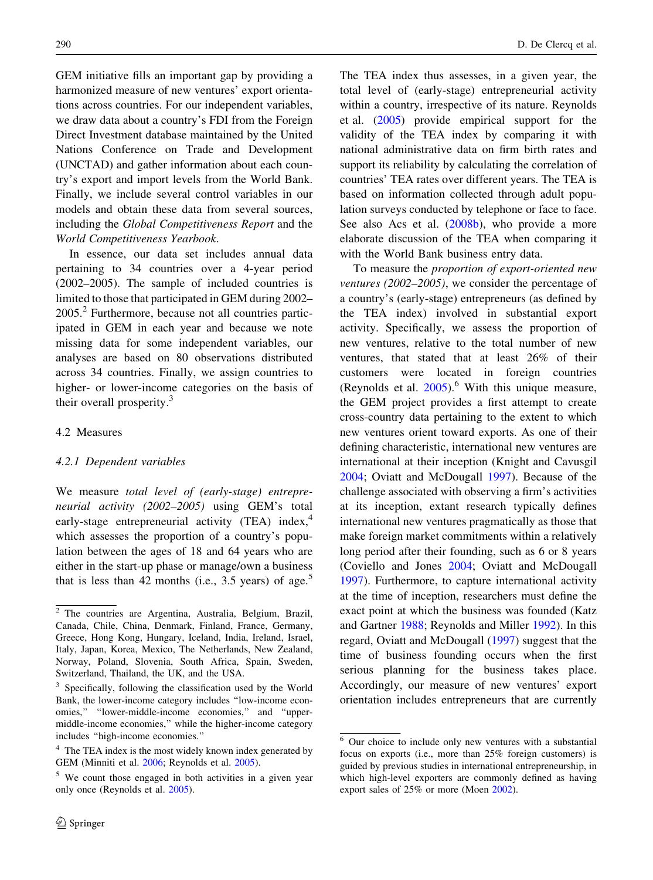GEM initiative fills an important gap by providing a harmonized measure of new ventures' export orientations across countries. For our independent variables, we draw data about a country's FDI from the Foreign Direct Investment database maintained by the United Nations Conference on Trade and Development (UNCTAD) and gather information about each country's export and import levels from the World Bank. Finally, we include several control variables in our models and obtain these data from several sources, including the *Global Competitiveness Report* and the *World Competitiveness Yearbook*.

In essence, our data set includes annual data pertaining to 34 countries over a 4-year period (2002–2005). The sample of included countries is limited to those that participated in GEM during 2002–2005.[2] Furthermore, because not all countries participated in GEM in each year and because we note missing data for some independent variables, our analyses are based on 80 observations distributed across 34 countries. Finally, we assign countries to higher- or lower-income categories on the basis of their overall prosperity.[3]

## 4.2 Measures

### 4.2.1 Dependent variables

We measure *total level of (early-stage) entrepreneurial activity (2002–2005)* using GEM's total early-stage entrepreneurial activity (TEA) index,[4] which assesses the proportion of a country's population between the ages of 18 and 64 years who are either in the start-up phase or manage/own a business that is less than 42 months (i.e., 3.5 years) of age.[5] The TEA index thus assesses, in a given year, the total level of (early-stage) entrepreneurial activity within a country, irrespective of its nature. Reynolds et al. (2005) provide empirical support for the validity of the TEA index by comparing it with national administrative data on firm birth rates and support its reliability by calculating the correlation of countries' TEA rates over different years. The TEA is based on information collected through adult population surveys conducted by telephone or face to face. See also Acs et al. (2008b), who provide a more elaborate discussion of the TEA when comparing it with the World Bank business entry data.

To measure the *proportion of export-oriented new ventures (2002–2005)*, we consider the percentage of a country's (early-stage) entrepreneurs (as defined by the TEA index) involved in substantial export activity. Specifically, we assess the proportion of new ventures, relative to the total number of new ventures, that stated that at least 26% of their customers were located in foreign countries (Reynolds et al. 2005).[6] With this unique measure, the GEM project provides a first attempt to create cross-country data pertaining to the extent to which new ventures orient toward exports. As one of their defining characteristic, international new ventures are international at their inception (Knight and Cavusgil 2004; Oviatt and McDougall 1997). Because of the challenge associated with observing a firm's activities at its inception, extant research typically defines international new ventures pragmatically as those that make foreign market commitments within a relatively long period after their founding, such as 6 or 8 years (Coviello and Jones 2004; Oviatt and McDougall 1997). Furthermore, to capture international activity at the time of inception, researchers must define the exact point at which the business was founded (Katz and Gartner 1988; Reynolds and Miller 1992). In this regard, Oviatt and McDougall (1997) suggest that the time of business founding occurs when the first serious planning for the business takes place. Accordingly, our measure of new ventures' export orientation includes entrepreneurs that are currently

---

[2] The countries are Argentina, Australia, Belgium, Brazil, Canada, Chile, China, Denmark, Finland, France, Germany, Greece, Hong Kong, Hungary, Iceland, India, Ireland, Israel, Italy, Japan, Korea, Mexico, The Netherlands, New Zealand, Norway, Poland, Slovenia, South Africa, Spain, Sweden, Switzerland, Thailand, the UK, and the USA.

[3] Specifically, following the classification used by the World Bank, the lower-income category includes "low-income economies," "lower-middle-income economies," and "upper-middle-income economies," while the higher-income category includes "high-income economies."

[4] The TEA index is the most widely known index generated by GEM (Minniti et al. 2006; Reynolds et al. 2005).

[5] We count those engaged in both activities in a given year only once (Reynolds et al. 2005).

[6] Our choice to include only new ventures with a substantial focus on exports (i.e., more than 25% foreign customers) is guided by previous studies in international entrepreneurship, in which high-level exporters are commonly defined as having export sales of 25% or more (Moen 2002).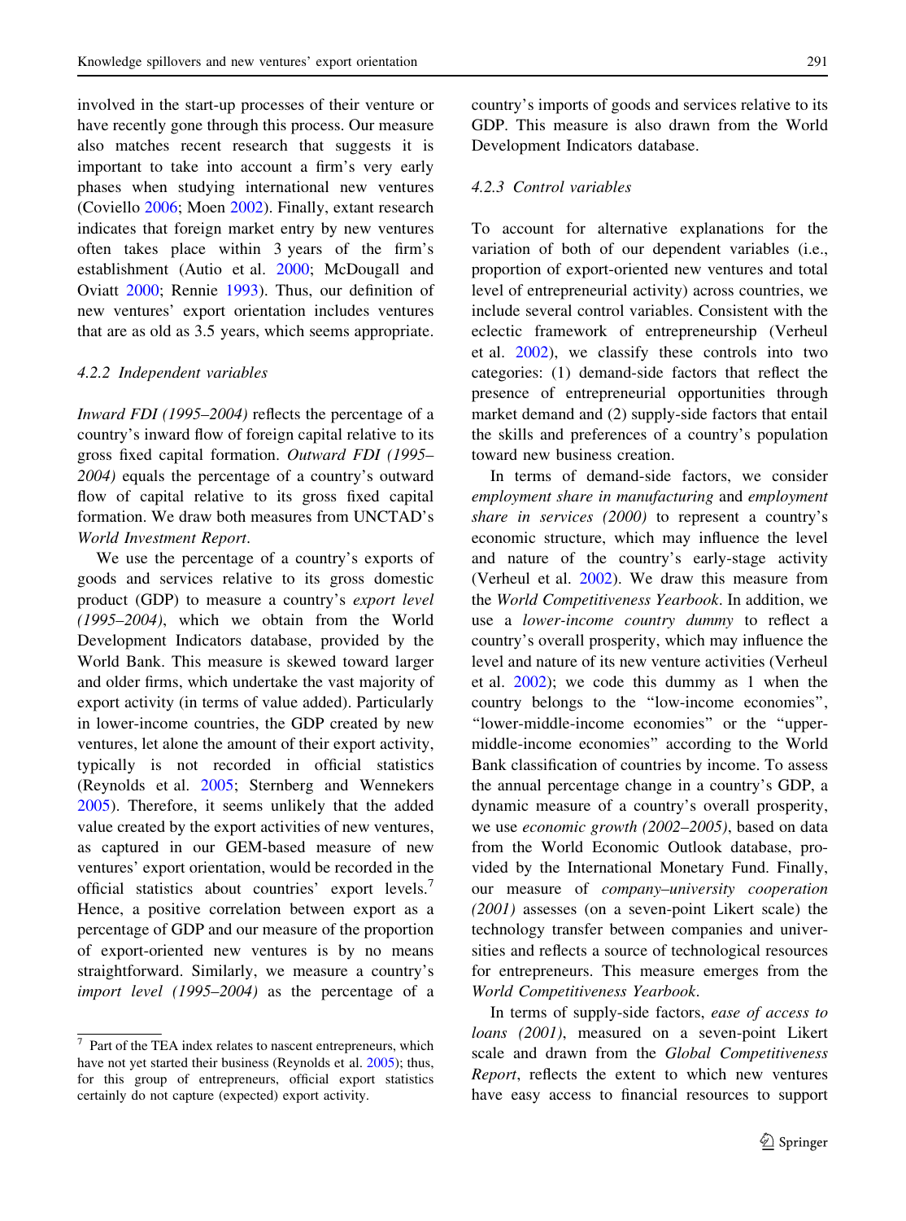involved in the start-up processes of their venture or have recently gone through this process. Our measure also matches recent research that suggests it is important to take into account a firm's very early phases when studying international new ventures (Coviello 2006; Moen 2002). Finally, extant research indicates that foreign market entry by new ventures often takes place within 3 years of the firm's establishment (Autio et al. 2000; McDougall and Oviatt 2000; Rennie 1993). Thus, our definition of new ventures' export orientation includes ventures that are as old as 3.5 years, which seems appropriate.

#### 4.2.2 Independent variables

*Inward FDI (1995–2004)* reflects the percentage of a country's inward flow of foreign capital relative to its gross fixed capital formation. *Outward FDI (1995–2004)* equals the percentage of a country's outward flow of capital relative to its gross fixed capital formation. We draw both measures from UNCTAD's *World Investment Report*.

We use the percentage of a country's exports of goods and services relative to its gross domestic product (GDP) to measure a country's *export level (1995–2004)*, which we obtain from the World Development Indicators database, provided by the World Bank. This measure is skewed toward larger and older firms, which undertake the vast majority of export activity (in terms of value added). Particularly in lower-income countries, the GDP created by new ventures, let alone the amount of their export activity, typically is not recorded in official statistics (Reynolds et al. 2005; Sternberg and Wennekers 2005). Therefore, it seems unlikely that the added value created by the export activities of new ventures, as captured in our GEM-based measure of new ventures' export orientation, would be recorded in the official statistics about countries' export levels.[7] Hence, a positive correlation between export as a percentage of GDP and our measure of the proportion of export-oriented new ventures is by no means straightforward. Similarly, we measure a country's *import level (1995–2004)* as the percentage of a country's imports of goods and services relative to its GDP. This measure is also drawn from the World Development Indicators database.

#### 4.2.3 Control variables

To account for alternative explanations for the variation of both of our dependent variables (i.e., proportion of export-oriented new ventures and total level of entrepreneurial activity) across countries, we include several control variables. Consistent with the eclectic framework of entrepreneurship (Verheul et al. 2002), we classify these controls into two categories: (1) demand-side factors that reflect the presence of entrepreneurial opportunities through market demand and (2) supply-side factors that entail the skills and preferences of a country's population toward new business creation.

In terms of demand-side factors, we consider *employment share in manufacturing* and *employment share in services (2000)* to represent a country's economic structure, which may influence the level and nature of the country's early-stage activity (Verheul et al. 2002). We draw this measure from the *World Competitiveness Yearbook*. In addition, we use a *lower-income country dummy* to reflect a country's overall prosperity, which may influence the level and nature of its new venture activities (Verheul et al. 2002); we code this dummy as 1 when the country belongs to the "low-income economies", "lower-middle-income economies" or the "upper-middle-income economies" according to the World Bank classification of countries by income. To assess the annual percentage change in a country's GDP, a dynamic measure of a country's overall prosperity, we use *economic growth (2002–2005)*, based on data from the World Economic Outlook database, provided by the International Monetary Fund. Finally, our measure of *company–university cooperation (2001)* assesses (on a seven-point Likert scale) the technology transfer between companies and universities and reflects a source of technological resources for entrepreneurs. This measure emerges from the *World Competitiveness Yearbook*.

In terms of supply-side factors, *ease of access to loans (2001)*, measured on a seven-point Likert scale and drawn from the *Global Competitiveness Report*, reflects the extent to which new ventures have easy access to financial resources to support

---

[7] Part of the TEA index relates to nascent entrepreneurs, which have not yet started their business (Reynolds et al. 2005); thus, for this group of entrepreneurs, official export statistics certainly do not capture (expected) export activity.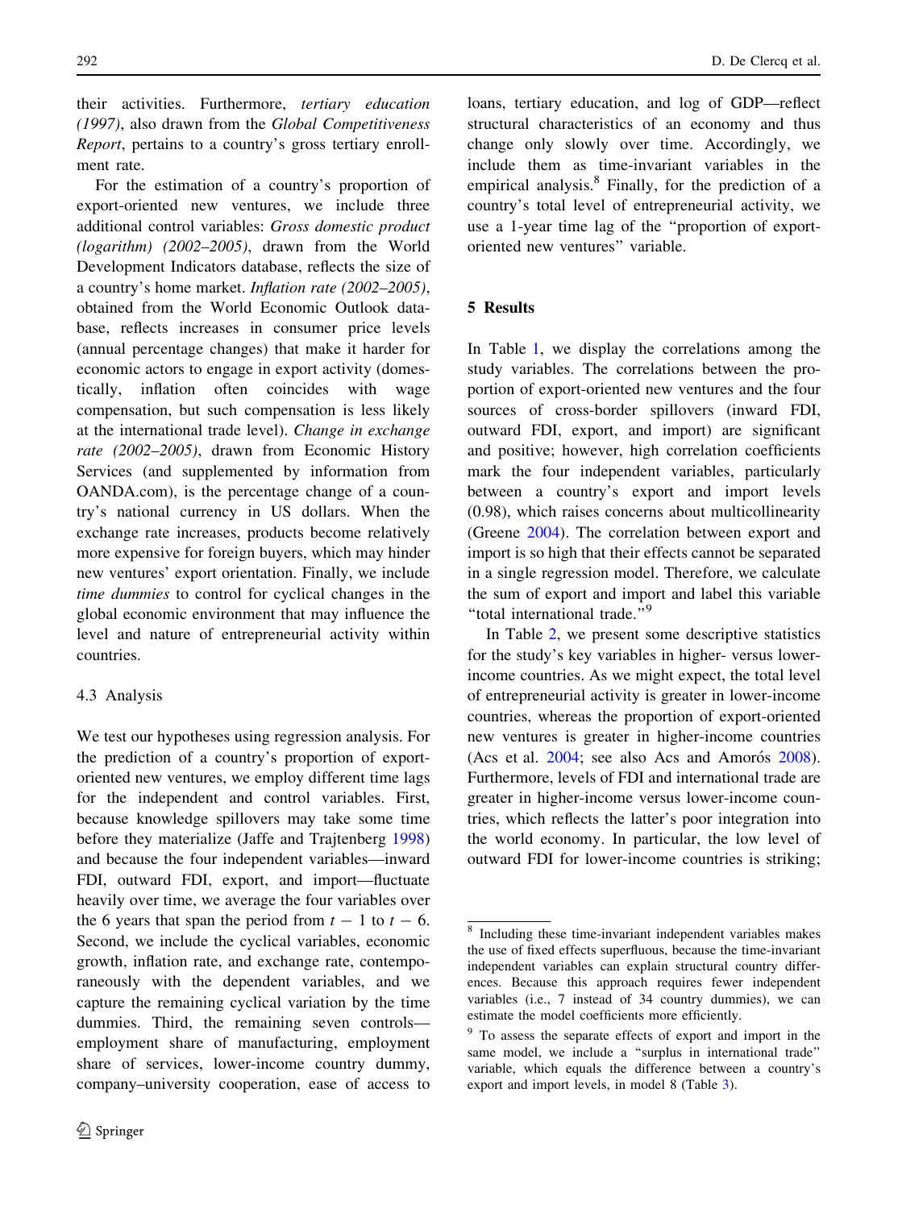their activities. Furthermore, *tertiary education (1997)*, also drawn from the *Global Competitiveness Report*, pertains to a country's gross tertiary enrollment rate.

For the estimation of a country's proportion of export-oriented new ventures, we include three additional control variables: *Gross domestic product (logarithm) (2002–2005)*, drawn from the World Development Indicators database, reflects the size of a country's home market. *Inflation rate (2002–2005)*, obtained from the World Economic Outlook database, reflects increases in consumer price levels (annual percentage changes) that make it harder for economic actors to engage in export activity (domestically, inflation often coincides with wage compensation, but such compensation is less likely at the international trade level). *Change in exchange rate (2002–2005)*, drawn from Economic History Services (and supplemented by information from OANDA.com), is the percentage change of a country's national currency in US dollars. When the exchange rate increases, products become relatively more expensive for foreign buyers, which may hinder new ventures' export orientation. Finally, we include *time dummies* to control for cyclical changes in the global economic environment that may influence the level and nature of entrepreneurial activity within countries.

### 4.3 Analysis

We test our hypotheses using regression analysis. For the prediction of a country's proportion of export-oriented new ventures, we employ different time lags for the independent and control variables. First, because knowledge spillovers may take some time before they materialize (Jaffe and Trajtenberg 1998) and because the four independent variables—inward FDI, outward FDI, export, and import—fluctuate heavily over time, we average the four variables over the 6 years that span the period from $t-1$ to $t-6$. Second, we include the cyclical variables, economic growth, inflation rate, and exchange rate, contemporaneously with the dependent variables, and we capture the remaining cyclical variation by the time dummies. Third, the remaining seven controls—employment share of manufacturing, employment share of services, lower-income country dummy, company–university cooperation, ease of access to loans, tertiary education, and log of GDP—reflect structural characteristics of an economy and thus change only slowly over time. Accordingly, we include them as time-invariant variables in the empirical analysis.[8] Finally, for the prediction of a country's total level of entrepreneurial activity, we use a 1-year time lag of the "proportion of export-oriented new ventures" variable.

## 5 Results

In Table 1, we display the correlations among the study variables. The correlations between the proportion of export-oriented new ventures and the four sources of cross-border spillovers (inward FDI, outward FDI, export, and import) are significant and positive; however, high correlation coefficients mark the four independent variables, particularly between a country's export and import levels (0.98), which raises concerns about multicollinearity (Greene 2004). The correlation between export and import is so high that their effects cannot be separated in a single regression model. Therefore, we calculate the sum of export and import and label this variable "total international trade."[9]

In Table 2, we present some descriptive statistics for the study's key variables in higher- versus lower-income countries. As we might expect, the total level of entrepreneurial activity is greater in lower-income countries, whereas the proportion of export-oriented new ventures is greater in higher-income countries (Acs et al. 2004; see also Acs and Amorós 2008). Furthermore, levels of FDI and international trade are greater in higher-income versus lower-income countries, which reflects the latter's poor integration into the world economy. In particular, the low level of outward FDI for lower-income countries is striking;

---

[8] Including these time-invariant independent variables makes the use of fixed effects superfluous, because the time-invariant independent variables can explain structural country differences. Because this approach requires fewer independent variables (i.e., 7 instead of 34 country dummies), we can estimate the model coefficients more efficiently.

[9] To assess the separate effects of export and import in the same model, we include a "surplus in international trade" variable, which equals the difference between a country's export and import levels, in model 8 (Table 3).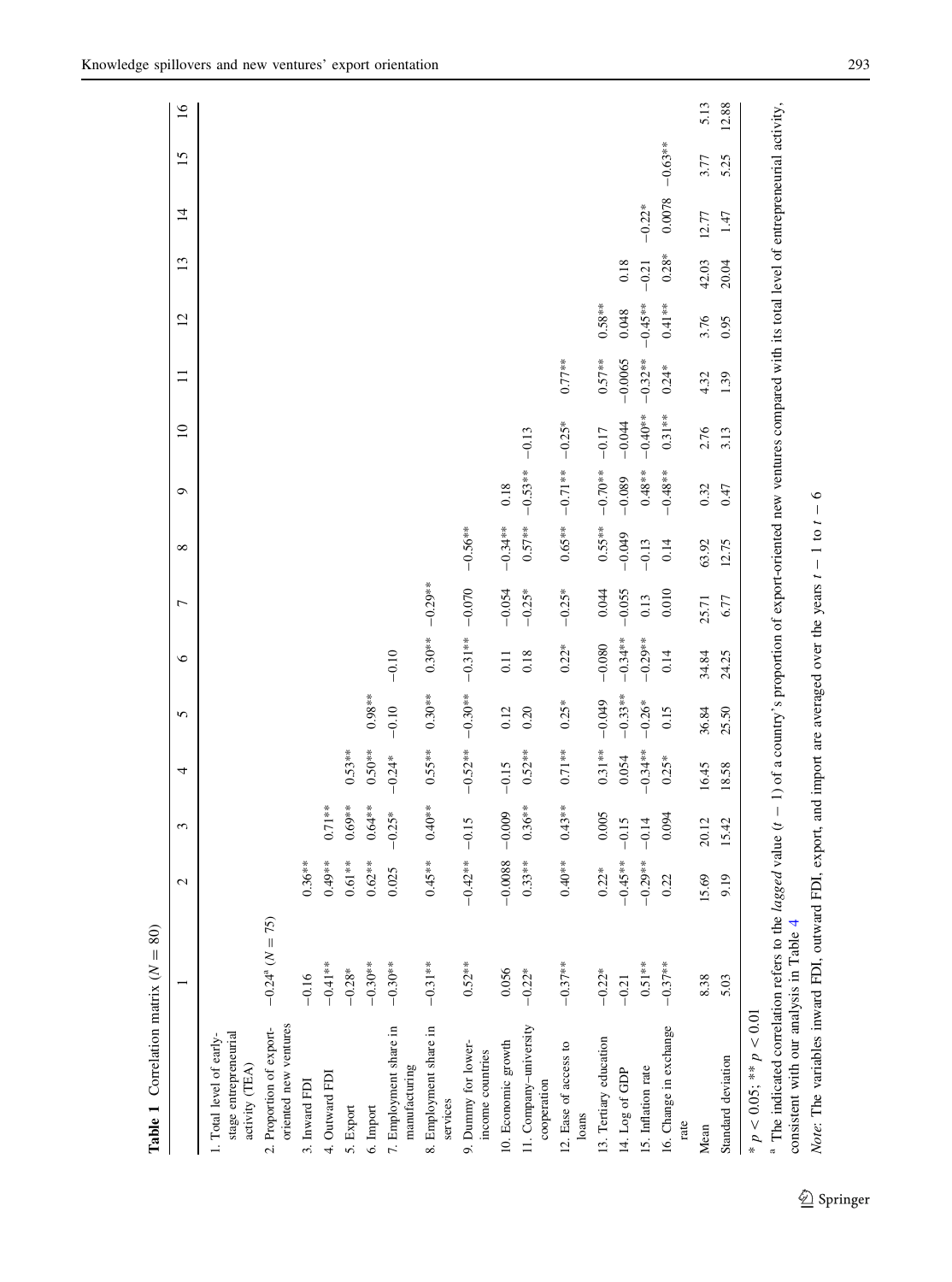**Table 1** Correlation matrix ($N = 80$)

| | 1 | 2 | 3 | 4 | 5 | 6 | 7 | 8 | 9 | 10 | 11 | 12 | 13 | 14 | 15 | 16 |
|---|---|---|---|---|---|---|---|---|---|---|---|---|---|---|---|---|
| 1. Total level of early-stage entrepreneurial activity (TEA) | | | | | | | | | | | | | | | | |
| 2. Proportion of export-oriented new ventures | −0.24[a] ($N = 75$) | | | | | | | | | | | | | | | |
| 3. Inward FDI | −0.16 | 0.36** | | | | | | | | | | | | | | |
| 4. Outward FDI | −0.41** | 0.49** | 0.71** | | | | | | | | | | | | | |
| 5. Export | −0.28* | 0.61** | 0.69** | 0.53** | | | | | | | | | | | | |
| 6. Import | −0.30** | 0.62** | 0.64** | 0.50** | 0.98** | | | | | | | | | | | |
| 7. Employment share in manufacturing | −0.30** | 0.025 | −0.25* | −0.24* | −0.10 | −0.10 | | | | | | | | | | |
| 8. Employment share in services | −0.31** | 0.45** | 0.40** | 0.55** | 0.30** | 0.30** | −0.29** | | | | | | | | | |
| 9. Dummy for lower-income countries | 0.52** | −0.42** | −0.15 | −0.52** | −0.30** | −0.31** | −0.070 | −0.56** | | | | | | | | |
| 10. Economic growth | 0.056 | −0.0088 | −0.009 | −0.15 | 0.12 | 0.11 | −0.054 | −0.34** | 0.18 | | | | | | | |
| 11. Company–university cooperation | −0.22* | 0.33** | 0.36** | 0.52** | 0.20 | 0.18 | −0.25* | 0.57** | −0.53** | −0.13 | | | | | | |
| 12. Ease of access to loans | −0.37** | 0.40** | 0.43** | 0.71** | 0.25* | 0.22* | −0.25* | 0.65** | −0.71** | −0.25* | 0.77** | | | | | |
| 13. Tertiary education | −0.22* | 0.22* | 0.005 | 0.31** | −0.049 | −0.080 | 0.044 | 0.55** | −0.70** | −0.17 | 0.57** | 0.58** | | | | |
| 14. Log of GDP | −0.21 | −0.45** | −0.15 | 0.054 | −0.33** | −0.34** | −0.055 | −0.049 | −0.089 | −0.044 | −0.0065 | 0.048 | 0.18 | | | |
| 15. Inflation rate | 0.51** | −0.29** | −0.14 | −0.34** | −0.26* | −0.29** | 0.13 | −0.13 | 0.48** | −0.40** | −0.32** | −0.45** | −0.21 | −0.22* | | |
| 16. Change in exchange rate | −0.37** | 0.22 | 0.094 | 0.25* | 0.15 | 0.14 | 0.010 | 0.14 | −0.48** | 0.31** | 0.24* | 0.41** | 0.28* | 0.0078 | −0.63** | |
| Mean | 8.38 | 15.69 | 20.12 | 16.45 | 36.84 | 34.84 | 25.71 | 63.92 | 0.32 | 2.76 | 4.32 | 3.76 | 42.03 | 12.77 | 3.77 | 5.13 |
| Standard deviation | 5.03 | 9.19 | 15.42 | 18.58 | 25.50 | 24.25 | 6.77 | 12.75 | 0.47 | 3.13 | 1.39 | 0.95 | 20.04 | 1.47 | 5.25 | 12.88 |

* $p < 0.05$; ** $p < 0.01$

[a] The indicated correlation refers to the *lagged* value ($t - 1$) of a country's proportion of export-oriented new ventures compared with its total level of entrepreneurial activity, consistent with our analysis in Table 4

*Note*: The variables inward FDI, outward FDI, export, and import are averaged over the years $t - 1$ to $t - 6$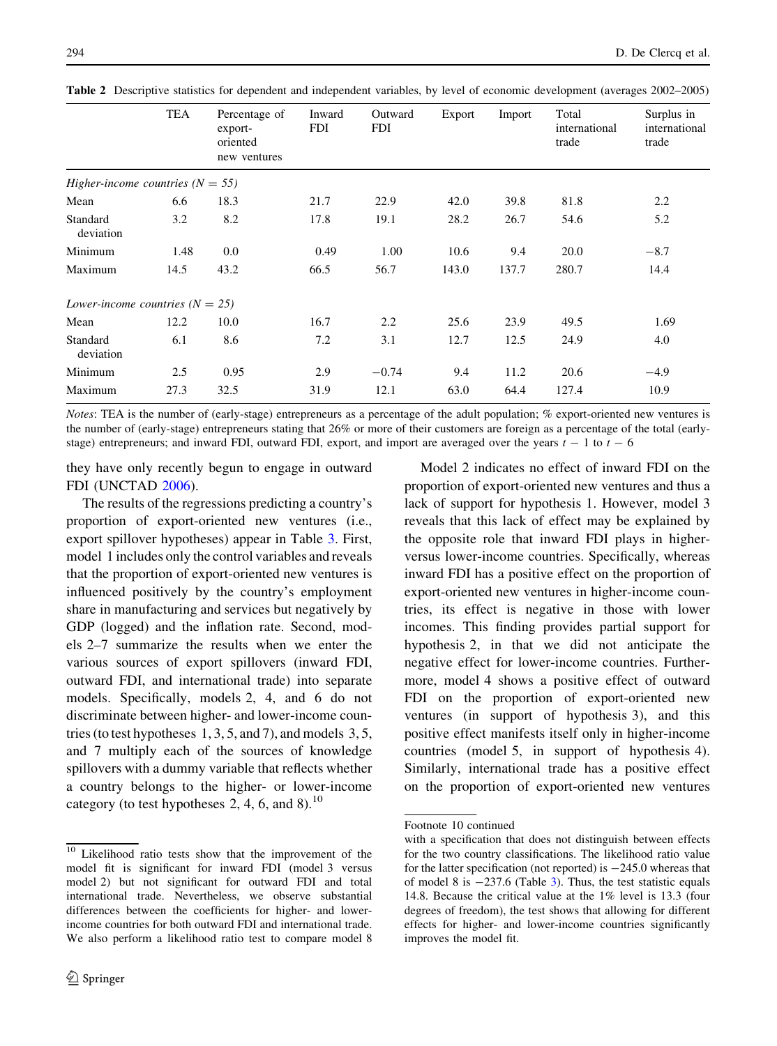**Table 2** Descriptive statistics for dependent and independent variables, by level of economic development (averages 2002–2005)

| | TEA | Percentage of export-oriented new ventures | Inward FDI | Outward FDI | Export | Import | Total international trade | Surplus in international trade |
|---|---|---|---|---|---|---|---|---|
| *Higher-income countries (N = 55)* | | | | | | | | |
| Mean | 6.6 | 18.3 | 21.7 | 22.9 | 42.0 | 39.8 | 81.8 | 2.2 |
| Standard deviation | 3.2 | 8.2 | 17.8 | 19.1 | 28.2 | 26.7 | 54.6 | 5.2 |
| Minimum | 1.48 | 0.0 | 0.49 | 1.00 | 10.6 | 9.4 | 20.0 | −8.7 |
| Maximum | 14.5 | 43.2 | 66.5 | 56.7 | 143.0 | 137.7 | 280.7 | 14.4 |
| *Lower-income countries (N = 25)* | | | | | | | | |
| Mean | 12.2 | 10.0 | 16.7 | 2.2 | 25.6 | 23.9 | 49.5 | 1.69 |
| Standard deviation | 6.1 | 8.6 | 7.2 | 3.1 | 12.7 | 12.5 | 24.9 | 4.0 |
| Minimum | 2.5 | 0.95 | 2.9 | −0.74 | 9.4 | 11.2 | 20.6 | −4.9 |
| Maximum | 27.3 | 32.5 | 31.9 | 12.1 | 63.0 | 64.4 | 127.4 | 10.9 |

*Notes*: TEA is the number of (early-stage) entrepreneurs as a percentage of the adult population; % export-oriented new ventures is the number of (early-stage) entrepreneurs stating that 26% or more of their customers are foreign as a percentage of the total (early-stage) entrepreneurs; and inward FDI, outward FDI, export, and import are averaged over the years $t-1$ to $t-6$

they have only recently begun to engage in outward FDI (UNCTAD 2006).

The results of the regressions predicting a country's proportion of export-oriented new ventures (i.e., export spillover hypotheses) appear in Table 3. First, model 1 includes only the control variables and reveals that the proportion of export-oriented new ventures is influenced positively by the country's employment share in manufacturing and services but negatively by GDP (logged) and the inflation rate. Second, models 2–7 summarize the results when we enter the various sources of export spillovers (inward FDI, outward FDI, and international trade) into separate models. Specifically, models 2, 4, and 6 do not discriminate between higher- and lower-income countries (to test hypotheses 1, 3, 5, and 7), and models 3, 5, and 7 multiply each of the sources of knowledge spillovers with a dummy variable that reflects whether a country belongs to the higher- or lower-income category (to test hypotheses 2, 4, 6, and 8).[10]

Model 2 indicates no effect of inward FDI on the proportion of export-oriented new ventures and thus a lack of support for hypothesis 1. However, model 3 reveals that this lack of effect may be explained by the opposite role that inward FDI plays in higher- versus lower-income countries. Specifically, whereas inward FDI has a positive effect on the proportion of export-oriented new ventures in higher-income countries, its effect is negative in those with lower incomes. This finding provides partial support for hypothesis 2, in that we did not anticipate the negative effect for lower-income countries. Furthermore, model 4 shows a positive effect of outward FDI on the proportion of export-oriented new ventures (in support of hypothesis 3), and this positive effect manifests itself only in higher-income countries (model 5, in support of hypothesis 4). Similarly, international trade has a positive effect on the proportion of export-oriented new ventures

[10] Likelihood ratio tests show that the improvement of the model fit is significant for inward FDI (model 3 versus model 2) but not significant for outward FDI and total international trade. Nevertheless, we observe substantial differences between the coefficients for higher- and lower-income countries for both outward FDI and international trade. We also perform a likelihood ratio test to compare model 8 with a specification that does not distinguish between effects for the two country classifications. The likelihood ratio value for the latter specification (not reported) is −245.0 whereas that of model 8 is −237.6 (Table 3). Thus, the test statistic equals 14.8. Because the critical value at the 1% level is 13.3 (four degrees of freedom), the test shows that allowing for different effects for higher- and lower-income countries significantly improves the model fit.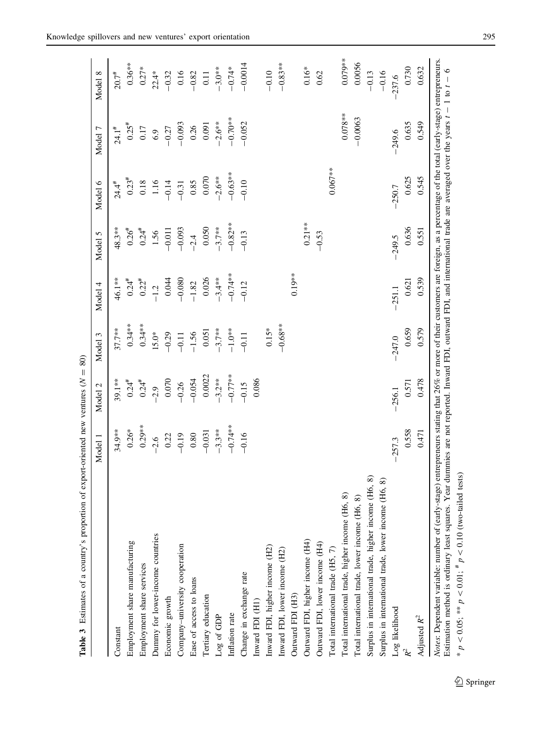**Table 3** Estimates of a country's proportion of export-oriented new ventures ($N = 80$)

| | Model 1 | Model 2 | Model 3 | Model 4 | Model 5 | Model 6 | Model 7 | Model 8 |
|---|---|---|---|---|---|---|---|---|
| Constant | 34.9** | 39.1** | 37.7** | 46.1** | 48.3** | 24.4# | 24.1# | 20.7# |
| Employment share manufacturing | 0.26* | 0.24# | 0.34** | 0.24# | 0.26# | 0.23# | 0.25# | 0.36** |
| Employment share services | 0.29** | 0.24# | 0.34** | 0.22# | 0.24# | 0.18 | 0.17 | 0.27* |
| Dummy for lower-income countries | −2.6 | −2.9 | 15.0* | −1.2 | 1.56 | 1.16 | 6.9 | 22.4* |
| Economic growth | 0.22 | 0.070 | −0.29 | 0.044 | −0.011 | −0.14 | −0.27 | −0.32 |
| Company–university cooperation | −0.19 | −0.26 | −0.11 | −0.080 | −0.093 | −0.31 | −0.093 | 0.16 |
| Ease of access to loans | 0.80 | −0.054 | −1.56 | −1.82 | −2.4 | 0.85 | 0.26 | −0.82 |
| Tertiary education | −0.031 | 0.0022 | 0.051 | 0.026 | 0.050 | 0.070 | 0.091 | 0.11 |
| Log of GDP | −3.3** | −3.2** | −3.7** | −3.4** | −3.7** | −2.6** | −2.6** | −3.0** |
| Inflation rate | −0.74** | −0.77** | −1.0** | −0.74** | −0.82** | −0.63** | −0.70** | −0.74* |
| Change in exchange rate | −0.16 | −0.15 | −0.11 | −0.12 | −0.13 | −0.10 | −0.052 | −0.0014 |
| Inward FDI (H1) | | 0.086 | | | | | | |
| Inward FDI, higher income (H2) | | | 0.15* | | | | | −0.10 |
| Inward FDI, lower income (H2) | | | −0.68** | | | | | −0.83** |
| Outward FDI (H3) | | | | 0.19** | | | | |
| Outward FDI, higher income (H4) | | | | | 0.21** | | | 0.16* |
| Outward FDI, lower income (H4) | | | | | −0.53 | | | 0.62 |
| Total international trade (H5, 7) | | | | | | 0.067** | | |
| Total international trade, higher income (H6, 8) | | | | | | | 0.078** | 0.079** |
| Total international trade, lower income (H6, 8) | | | | | | | −0.0063 | 0.0056 |
| Surplus in international trade, higher income (H6, 8) | | | | | | | | −0.13 |
| Surplus in international trade, lower income (H6, 8) | | | | | | | | −0.16 |
| Log likelihood | −257.3 | −256.1 | −247.0 | −251.1 | −249.5 | −250.7 | −249.6 | −237.6 |
| $R^2$ | 0.558 | 0.571 | 0.659 | 0.621 | 0.636 | 0.625 | 0.635 | 0.730 |
| Adjusted $R^2$ | 0.471 | 0.478 | 0.579 | 0.539 | 0.551 | 0.545 | 0.549 | 0.632 |

*Notes*: Dependent variable: number of (early-stage) entrepreneurs stating that 26% or more of their customers are foreign, as a percentage of the total (early-stage) entrepreneurs. Estimation method is ordinary least squares. Year dummies are not reported. Inward FDI, outward FDI, and international trade are averaged over the years $t-1$ to $t-6$

* $p < 0.05$; ** $p < 0.01$; # $p < 0.10$ (two-tailed tests)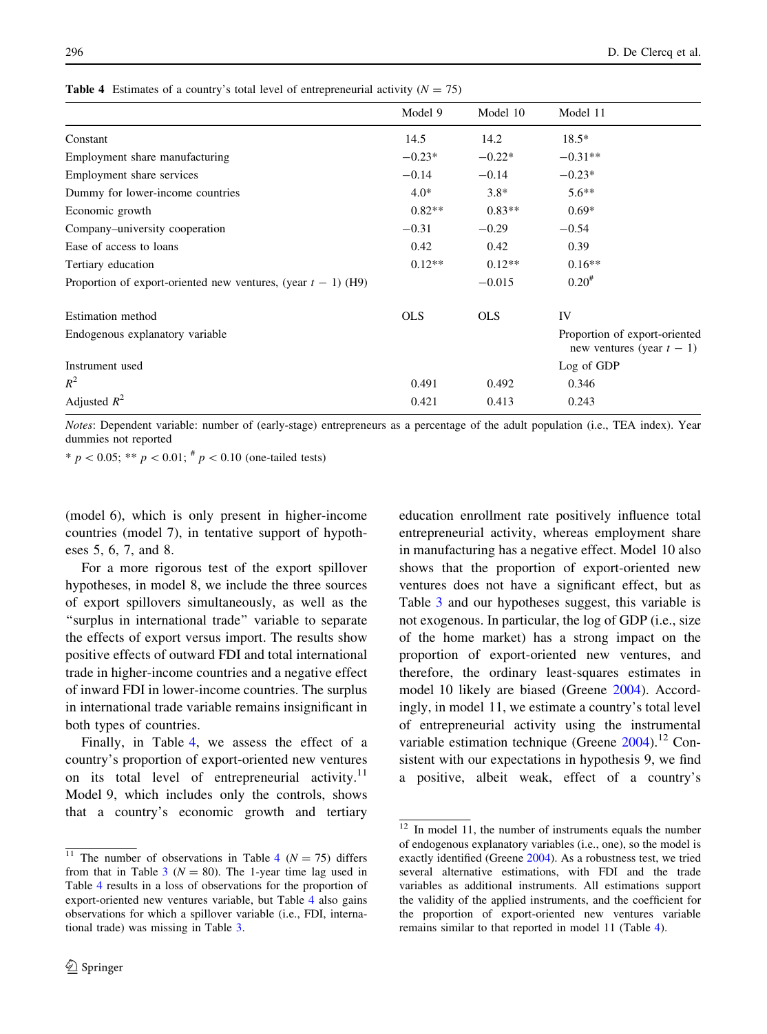**Table 4** Estimates of a country's total level of entrepreneurial activity ($N = 75$)

| | Model 9 | Model 10 | Model 11 |
|---|---|---|---|
| Constant | 14.5 | 14.2 | 18.5* |
| Employment share manufacturing | −0.23* | −0.22* | −0.31** |
| Employment share services | −0.14 | −0.14 | −0.23* |
| Dummy for lower-income countries | 4.0* | 3.8* | 5.6** |
| Economic growth | 0.82** | 0.83** | 0.69* |
| Company–university cooperation | −0.31 | −0.29 | −0.54 |
| Ease of access to loans | 0.42 | 0.42 | 0.39 |
| Tertiary education | 0.12** | 0.12** | 0.16** |
| Proportion of export-oriented new ventures, (year $t-1$) (H9) | | −0.015 | 0.20# |
| Estimation method | OLS | OLS | IV |
| Endogenous explanatory variable | | | Proportion of export-oriented new ventures (year $t-1$) |
| Instrument used | | | Log of GDP |
| $R^2$ | 0.491 | 0.492 | 0.346 |
| Adjusted $R^2$ | 0.421 | 0.413 | 0.243 |

*Notes*: Dependent variable: number of (early-stage) entrepreneurs as a percentage of the adult population (i.e., TEA index). Year dummies not reported

* $p < 0.05$; ** $p < 0.01$; # $p < 0.10$ (one-tailed tests)

(model 6), which is only present in higher-income countries (model 7), in tentative support of hypotheses 5, 6, 7, and 8.

For a more rigorous test of the export spillover hypotheses, in model 8, we include the three sources of export spillovers simultaneously, as well as the "surplus in international trade" variable to separate the effects of export versus import. The results show positive effects of outward FDI and total international trade in higher-income countries and a negative effect of inward FDI in lower-income countries. The surplus in international trade variable remains insignificant in both types of countries.

Finally, in Table 4, we assess the effect of a country's proportion of export-oriented new ventures on its total level of entrepreneurial activity.[11] Model 9, which includes only the controls, shows that a country's economic growth and tertiary education enrollment rate positively influence total entrepreneurial activity, whereas employment share in manufacturing has a negative effect. Model 10 also shows that the proportion of export-oriented new ventures does not have a significant effect, but as Table 3 and our hypotheses suggest, this variable is not exogenous. In particular, the log of GDP (i.e., size of the home market) has a strong impact on the proportion of export-oriented new ventures, and therefore, the ordinary least-squares estimates in model 10 likely are biased (Greene 2004). Accordingly, in model 11, we estimate a country's total level of entrepreneurial activity using the instrumental variable estimation technique (Greene 2004).[12] Consistent with our expectations in hypothesis 9, we find a positive, albeit weak, effect of a country's

[11] The number of observations in Table 4 ($N = 75$) differs from that in Table 3 ($N = 80$). The 1-year time lag used in Table 4 results in a loss of observations for the proportion of export-oriented new ventures variable, but Table 4 also gains observations for which a spillover variable (i.e., FDI, international trade) was missing in Table 3.

[12] In model 11, the number of instruments equals the number of endogenous explanatory variables (i.e., one), so the model is exactly identified (Greene 2004). As a robustness test, we tried several alternative estimations, with FDI and the trade variables as additional instruments. All estimations support the validity of the applied instruments, and the coefficient for the proportion of export-oriented new ventures variable remains similar to that reported in model 11 (Table 4).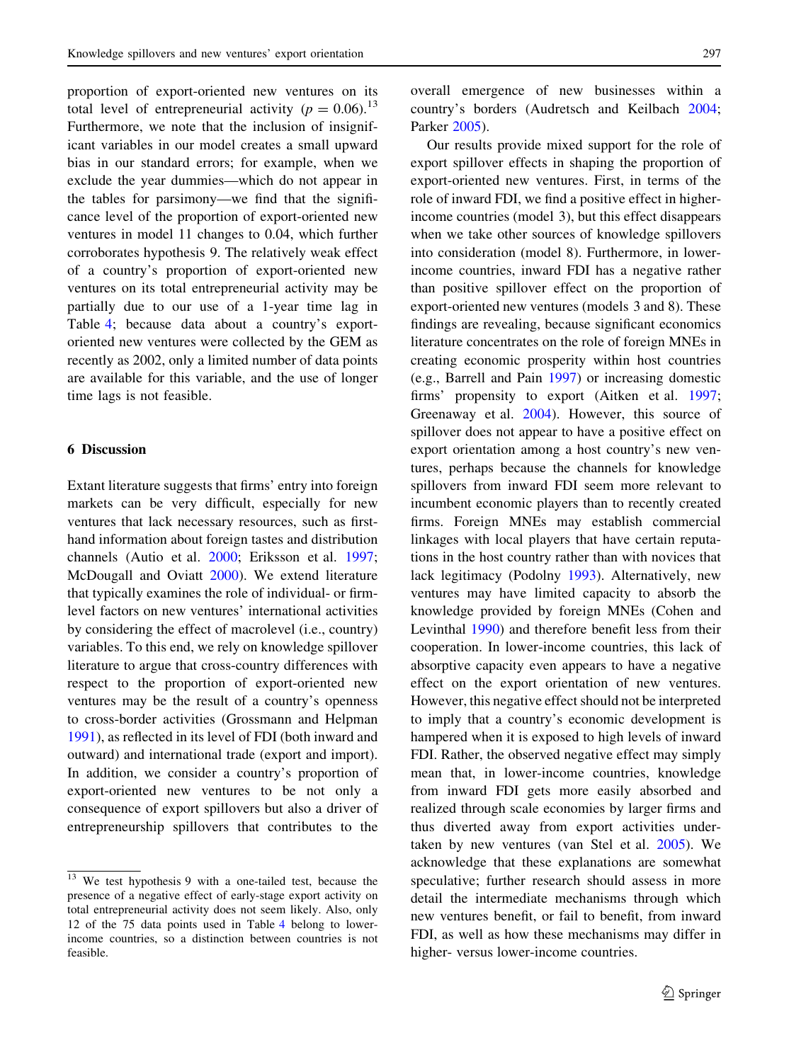proportion of export-oriented new ventures on its total level of entrepreneurial activity ($p = 0.06$).[13] Furthermore, we note that the inclusion of insignificant variables in our model creates a small upward bias in our standard errors; for example, when we exclude the year dummies—which do not appear in the tables for parsimony—we find that the significance level of the proportion of export-oriented new ventures in model 11 changes to 0.04, which further corroborates hypothesis 9. The relatively weak effect of a country's proportion of export-oriented new ventures on its total entrepreneurial activity may be partially due to our use of a 1-year time lag in Table 4; because data about a country's export-oriented new ventures were collected by the GEM as recently as 2002, only a limited number of data points are available for this variable, and the use of longer time lags is not feasible.

## 6 Discussion

Extant literature suggests that firms' entry into foreign markets can be very difficult, especially for new ventures that lack necessary resources, such as first-hand information about foreign tastes and distribution channels (Autio et al. 2000; Eriksson et al. 1997; McDougall and Oviatt 2000). We extend literature that typically examines the role of individual- or firm-level factors on new ventures' international activities by considering the effect of macrolevel (i.e., country) variables. To this end, we rely on knowledge spillover literature to argue that cross-country differences with respect to the proportion of export-oriented new ventures may be the result of a country's openness to cross-border activities (Grossmann and Helpman 1991), as reflected in its level of FDI (both inward and outward) and international trade (export and import). In addition, we consider a country's proportion of export-oriented new ventures to be not only a consequence of export spillovers but also a driver of entrepreneurship spillovers that contributes to the overall emergence of new businesses within a country's borders (Audretsch and Keilbach 2004; Parker 2005).

Our results provide mixed support for the role of export spillover effects in shaping the proportion of export-oriented new ventures. First, in terms of the role of inward FDI, we find a positive effect in higher-income countries (model 3), but this effect disappears when we take other sources of knowledge spillovers into consideration (model 8). Furthermore, in lower-income countries, inward FDI has a negative rather than positive spillover effect on the proportion of export-oriented new ventures (models 3 and 8). These findings are revealing, because significant economics literature concentrates on the role of foreign MNEs in creating economic prosperity within host countries (e.g., Barrell and Pain 1997) or increasing domestic firms' propensity to export (Aitken et al. 1997; Greenaway et al. 2004). However, this source of spillover does not appear to have a positive effect on export orientation among a host country's new ventures, perhaps because the channels for knowledge spillovers from inward FDI seem more relevant to incumbent economic players than to recently created firms. Foreign MNEs may establish commercial linkages with local players that have certain reputations in the host country rather than with novices that lack legitimacy (Podolny 1993). Alternatively, new ventures may have limited capacity to absorb the knowledge provided by foreign MNEs (Cohen and Levinthal 1990) and therefore benefit less from their cooperation. In lower-income countries, this lack of absorptive capacity even appears to have a negative effect on the export orientation of new ventures. However, this negative effect should not be interpreted to imply that a country's economic development is hampered when it is exposed to high levels of inward FDI. Rather, the observed negative effect may simply mean that, in lower-income countries, knowledge from inward FDI gets more easily absorbed and realized through scale economies by larger firms and thus diverted away from export activities undertaken by new ventures (van Stel et al. 2005). We acknowledge that these explanations are somewhat speculative; further research should assess in more detail the intermediate mechanisms through which new ventures benefit, or fail to benefit, from inward FDI, as well as how these mechanisms may differ in higher- versus lower-income countries.

[13] We test hypothesis 9 with a one-tailed test, because the presence of a negative effect of early-stage export activity on total entrepreneurial activity does not seem likely. Also, only 12 of the 75 data points used in Table 4 belong to lower-income countries, so a distinction between countries is not feasible.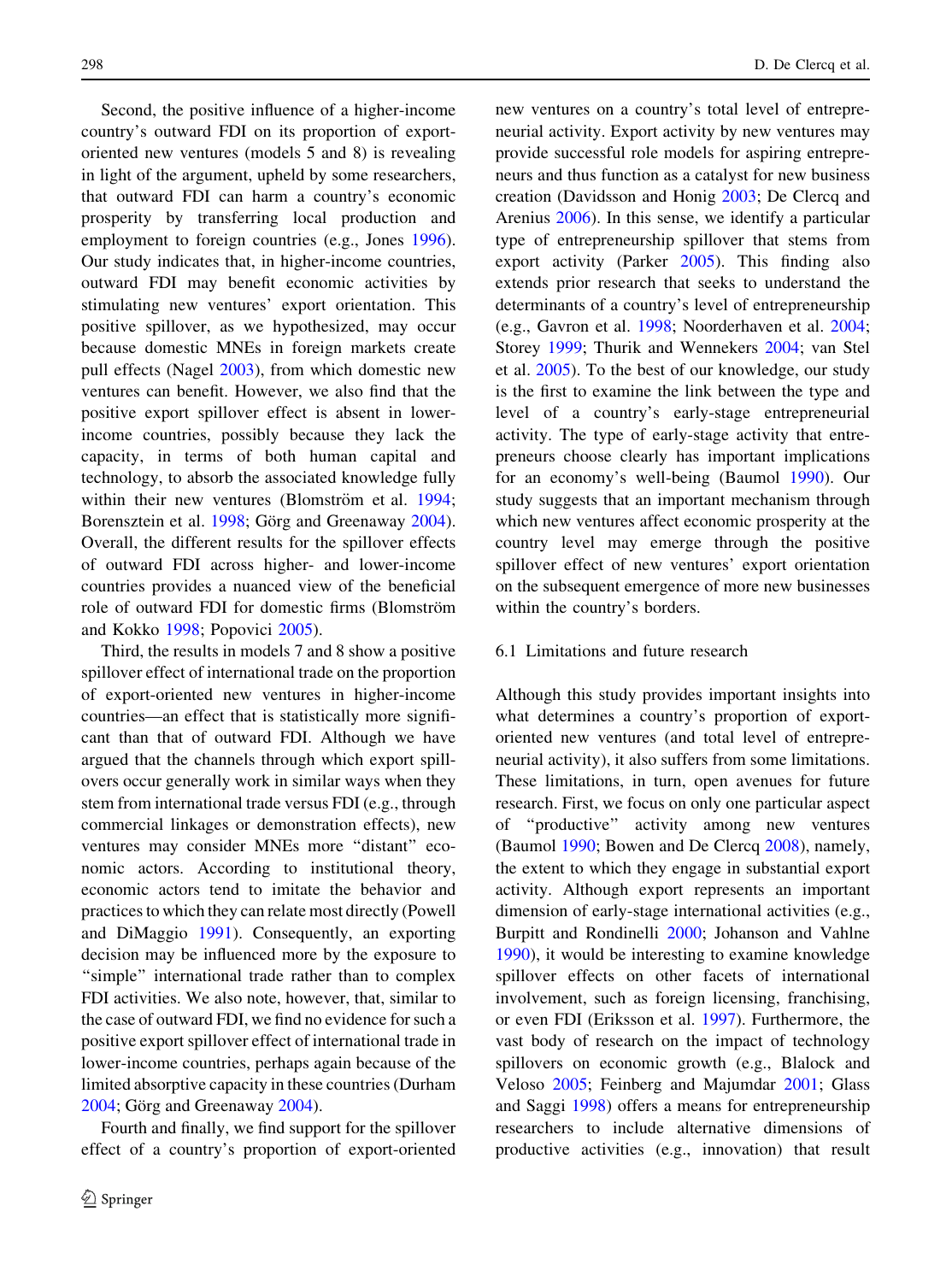Second, the positive influence of a higher-income country's outward FDI on its proportion of export-oriented new ventures (models 5 and 8) is revealing in light of the argument, upheld by some researchers, that outward FDI can harm a country's economic prosperity by transferring local production and employment to foreign countries (e.g., Jones 1996). Our study indicates that, in higher-income countries, outward FDI may benefit economic activities by stimulating new ventures' export orientation. This positive spillover, as we hypothesized, may occur because domestic MNEs in foreign markets create pull effects (Nagel 2003), from which domestic new ventures can benefit. However, we also find that the positive export spillover effect is absent in lower-income countries, possibly because they lack the capacity, in terms of both human capital and technology, to absorb the associated knowledge fully within their new ventures (Blomström et al. 1994; Borensztein et al. 1998; Görg and Greenaway 2004). Overall, the different results for the spillover effects of outward FDI across higher- and lower-income countries provides a nuanced view of the beneficial role of outward FDI for domestic firms (Blomström and Kokko 1998; Popovici 2005).

Third, the results in models 7 and 8 show a positive spillover effect of international trade on the proportion of export-oriented new ventures in higher-income countries—an effect that is statistically more significant than that of outward FDI. Although we have argued that the channels through which export spillovers occur generally work in similar ways when they stem from international trade versus FDI (e.g., through commercial linkages or demonstration effects), new ventures may consider MNEs more "distant" economic actors. According to institutional theory, economic actors tend to imitate the behavior and practices to which they can relate most directly (Powell and DiMaggio 1991). Consequently, an exporting decision may be influenced more by the exposure to "simple" international trade rather than to complex FDI activities. We also note, however, that, similar to the case of outward FDI, we find no evidence for such a positive export spillover effect of international trade in lower-income countries, perhaps again because of the limited absorptive capacity in these countries (Durham 2004; Görg and Greenaway 2004).

Fourth and finally, we find support for the spillover effect of a country's proportion of export-oriented new ventures on a country's total level of entrepreneurial activity. Export activity by new ventures may provide successful role models for aspiring entrepreneurs and thus function as a catalyst for new business creation (Davidsson and Honig 2003; De Clercq and Arenius 2006). In this sense, we identify a particular type of entrepreneurship spillover that stems from export activity (Parker 2005). This finding also extends prior research that seeks to understand the determinants of a country's level of entrepreneurship (e.g., Gavron et al. 1998; Noorderhaven et al. 2004; Storey 1999; Thurik and Wennekers 2004; van Stel et al. 2005). To the best of our knowledge, our study is the first to examine the link between the type and level of a country's early-stage entrepreneurial activity. The type of early-stage activity that entrepreneurs choose clearly has important implications for an economy's well-being (Baumol 1990). Our study suggests that an important mechanism through which new ventures affect economic prosperity at the country level may emerge through the positive spillover effect of new ventures' export orientation on the subsequent emergence of more new businesses within the country's borders.

### 6.1 Limitations and future research

Although this study provides important insights into what determines a country's proportion of export-oriented new ventures (and total level of entrepreneurial activity), it also suffers from some limitations. These limitations, in turn, open avenues for future research. First, we focus on only one particular aspect of "productive" activity among new ventures (Baumol 1990; Bowen and De Clercq 2008), namely, the extent to which they engage in substantial export activity. Although export represents an important dimension of early-stage international activities (e.g., Burpitt and Rondinelli 2000; Johanson and Vahlne 1990), it would be interesting to examine knowledge spillover effects on other facets of international involvement, such as foreign licensing, franchising, or even FDI (Eriksson et al. 1997). Furthermore, the vast body of research on the impact of technology spillovers on economic growth (e.g., Blalock and Veloso 2005; Feinberg and Majumdar 2001; Glass and Saggi 1998) offers a means for entrepreneurship researchers to include alternative dimensions of productive activities (e.g., innovation) that result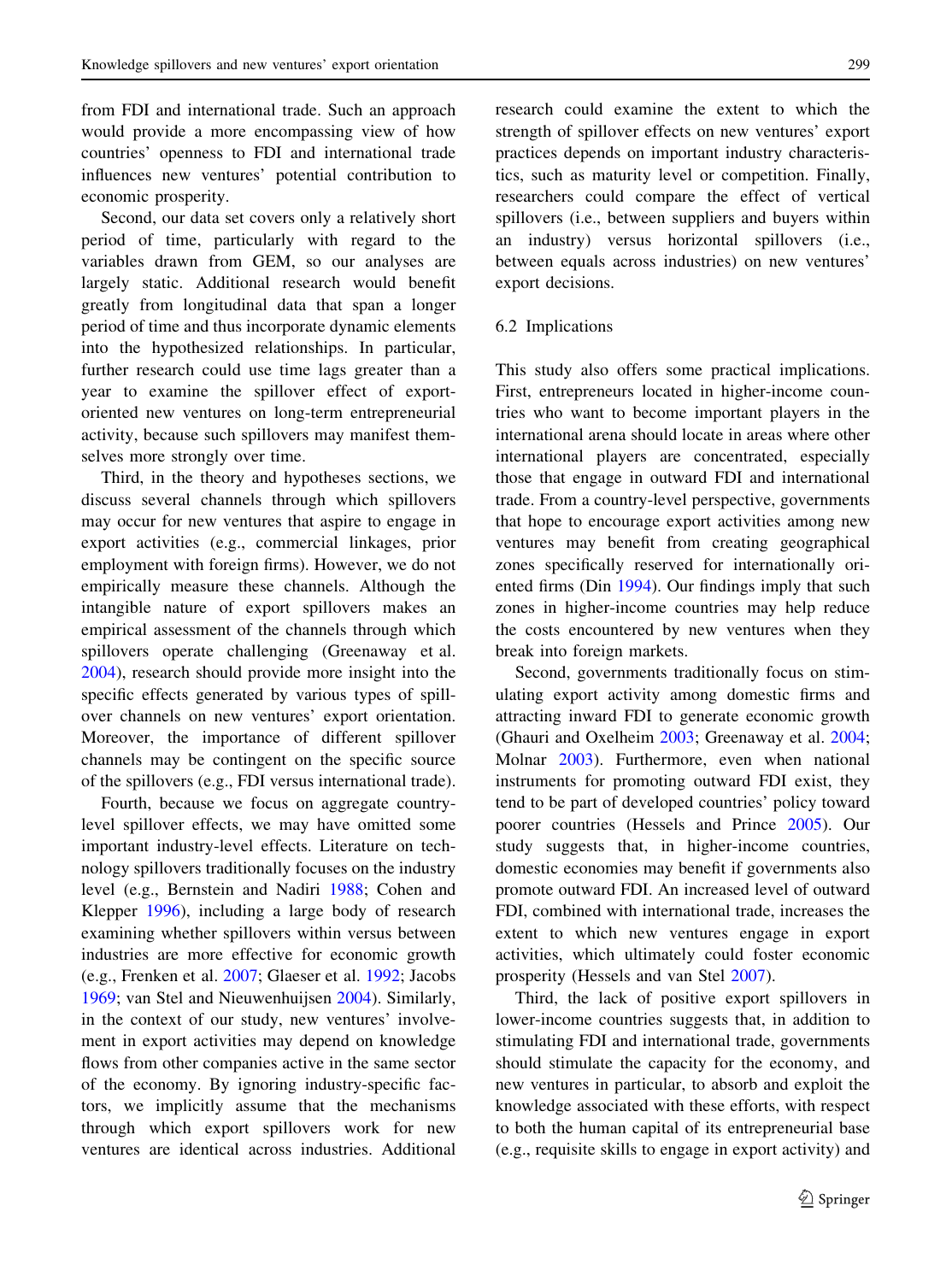from FDI and international trade. Such an approach would provide a more encompassing view of how countries' openness to FDI and international trade influences new ventures' potential contribution to economic prosperity.

Second, our data set covers only a relatively short period of time, particularly with regard to the variables drawn from GEM, so our analyses are largely static. Additional research would benefit greatly from longitudinal data that span a longer period of time and thus incorporate dynamic elements into the hypothesized relationships. In particular, further research could use time lags greater than a year to examine the spillover effect of export-oriented new ventures on long-term entrepreneurial activity, because such spillovers may manifest themselves more strongly over time.

Third, in the theory and hypotheses sections, we discuss several channels through which spillovers may occur for new ventures that aspire to engage in export activities (e.g., commercial linkages, prior employment with foreign firms). However, we do not empirically measure these channels. Although the intangible nature of export spillovers makes an empirical assessment of the channels through which spillovers operate challenging (Greenaway et al. 2004), research should provide more insight into the specific effects generated by various types of spillover channels on new ventures' export orientation. Moreover, the importance of different spillover channels may be contingent on the specific source of the spillovers (e.g., FDI versus international trade).

Fourth, because we focus on aggregate country-level spillover effects, we may have omitted some important industry-level effects. Literature on technology spillovers traditionally focuses on the industry level (e.g., Bernstein and Nadiri 1988; Cohen and Klepper 1996), including a large body of research examining whether spillovers within versus between industries are more effective for economic growth (e.g., Frenken et al. 2007; Glaeser et al. 1992; Jacobs 1969; van Stel and Nieuwenhuijsen 2004). Similarly, in the context of our study, new ventures' involvement in export activities may depend on knowledge flows from other companies active in the same sector of the economy. By ignoring industry-specific factors, we implicitly assume that the mechanisms through which export spillovers work for new ventures are identical across industries. Additional research could examine the extent to which the strength of spillover effects on new ventures' export practices depends on important industry characteristics, such as maturity level or competition. Finally, researchers could compare the effect of vertical spillovers (i.e., between suppliers and buyers within an industry) versus horizontal spillovers (i.e., between equals across industries) on new ventures' export decisions.

## 6.2 Implications

This study also offers some practical implications. First, entrepreneurs located in higher-income countries who want to become important players in the international arena should locate in areas where other international players are concentrated, especially those that engage in outward FDI and international trade. From a country-level perspective, governments that hope to encourage export activities among new ventures may benefit from creating geographical zones specifically reserved for internationally oriented firms (Din 1994). Our findings imply that such zones in higher-income countries may help reduce the costs encountered by new ventures when they break into foreign markets.

Second, governments traditionally focus on stimulating export activity among domestic firms and attracting inward FDI to generate economic growth (Ghauri and Oxelheim 2003; Greenaway et al. 2004; Molnar 2003). Furthermore, even when national instruments for promoting outward FDI exist, they tend to be part of developed countries' policy toward poorer countries (Hessels and Prince 2005). Our study suggests that, in higher-income countries, domestic economies may benefit if governments also promote outward FDI. An increased level of outward FDI, combined with international trade, increases the extent to which new ventures engage in export activities, which ultimately could foster economic prosperity (Hessels and van Stel 2007).

Third, the lack of positive export spillovers in lower-income countries suggests that, in addition to stimulating FDI and international trade, governments should stimulate the capacity for the economy, and new ventures in particular, to absorb and exploit the knowledge associated with these efforts, with respect to both the human capital of its entrepreneurial base (e.g., requisite skills to engage in export activity) and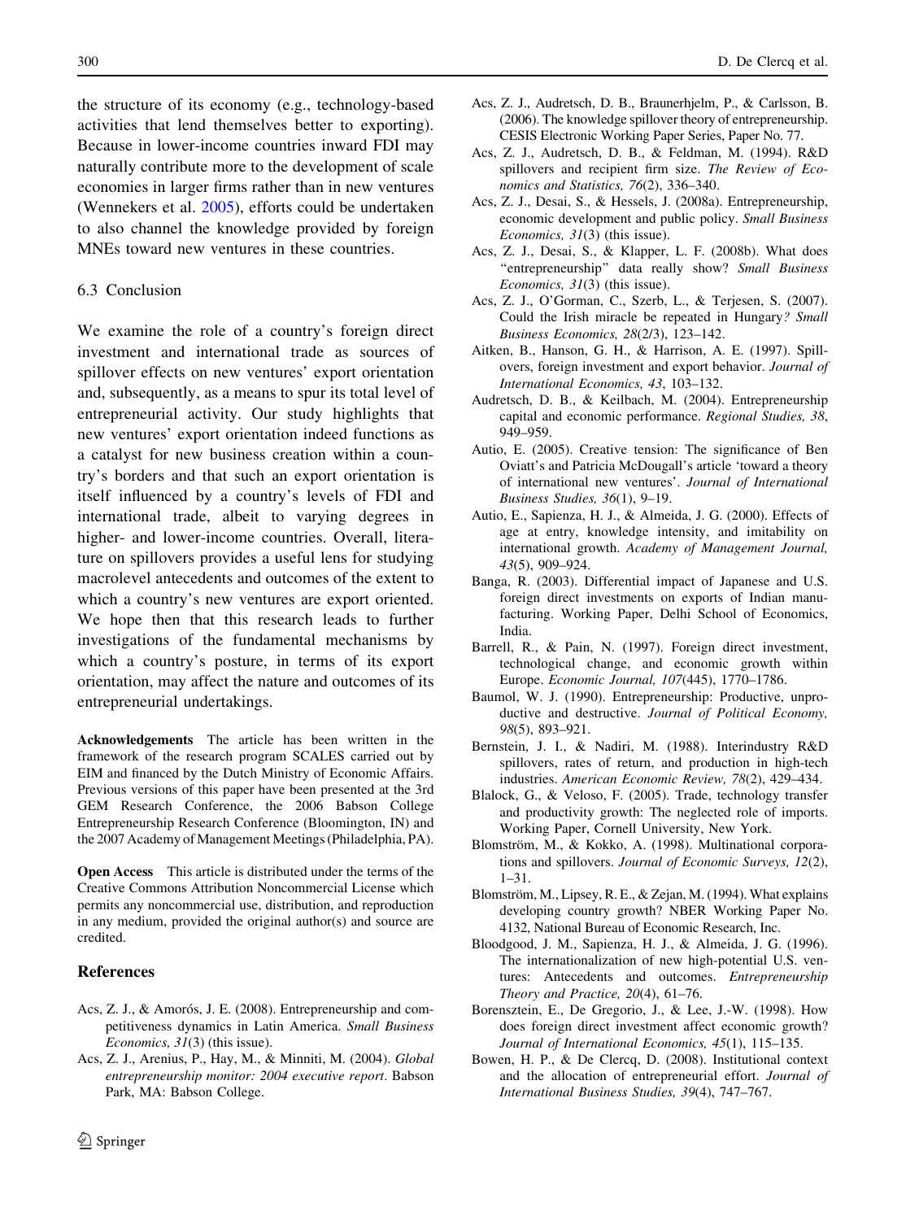the structure of its economy (e.g., technology-based activities that lend themselves better to exporting). Because in lower-income countries inward FDI may naturally contribute more to the development of scale economies in larger firms rather than in new ventures (Wennekers et al. 2005), efforts could be undertaken to also channel the knowledge provided by foreign MNEs toward new ventures in these countries.

### 6.3 Conclusion

We examine the role of a country's foreign direct investment and international trade as sources of spillover effects on new ventures' export orientation and, subsequently, as a means to spur its total level of entrepreneurial activity. Our study highlights that new ventures' export orientation indeed functions as a catalyst for new business creation within a country's borders and that such an export orientation is itself influenced by a country's levels of FDI and international trade, albeit to varying degrees in higher- and lower-income countries. Overall, literature on spillovers provides a useful lens for studying macrolevel antecedents and outcomes of the extent to which a country's new ventures are export oriented. We hope then that this research leads to further investigations of the fundamental mechanisms by which a country's posture, in terms of its export orientation, may affect the nature and outcomes of its entrepreneurial undertakings.

**Acknowledgements** The article has been written in the framework of the research program SCALES carried out by EIM and financed by the Dutch Ministry of Economic Affairs. Previous versions of this paper have been presented at the 3rd GEM Research Conference, the 2006 Babson College Entrepreneurship Research Conference (Bloomington, IN) and the 2007 Academy of Management Meetings (Philadelphia, PA).

**Open Access** This article is distributed under the terms of the Creative Commons Attribution Noncommercial License which permits any noncommercial use, distribution, and reproduction in any medium, provided the original author(s) and source are credited.

## References

Acs, Z. J., & Amorós, J. E. (2008). Entrepreneurship and competitiveness dynamics in Latin America. *Small Business Economics, 31*(3) (this issue).

Acs, Z. J., Arenius, P., Hay, M., & Minniti, M. (2004). *Global entrepreneurship monitor: 2004 executive report*. Babson Park, MA: Babson College.

Acs, Z. J., Audretsch, D. B., Braunerhjelm, P., & Carlsson, B. (2006). The knowledge spillover theory of entrepreneurship. CESIS Electronic Working Paper Series, Paper No. 77.

Acs, Z. J., Audretsch, D. B., & Feldman, M. (1994). R&D spillovers and recipient firm size. *The Review of Economics and Statistics, 76*(2), 336–340.

Acs, Z. J., Desai, S., & Hessels, J. (2008a). Entrepreneurship, economic development and public policy. *Small Business Economics, 31*(3) (this issue).

Acs, Z. J., Desai, S., & Klapper, L. F. (2008b). What does "entrepreneurship" data really show? *Small Business Economics, 31*(3) (this issue).

Acs, Z. J., O'Gorman, C., Szerb, L., & Terjesen, S. (2007). Could the Irish miracle be repeated in Hungary*? Small Business Economics, 28*(2/3), 123–142.

Aitken, B., Hanson, G. H., & Harrison, A. E. (1997). Spillovers, foreign investment and export behavior. *Journal of International Economics, 43*, 103–132.

Audretsch, D. B., & Keilbach, M. (2004). Entrepreneurship capital and economic performance. *Regional Studies, 38*, 949–959.

Autio, E. (2005). Creative tension: The significance of Ben Oviatt's and Patricia McDougall's article 'toward a theory of international new ventures'. *Journal of International Business Studies, 36*(1), 9–19.

Autio, E., Sapienza, H. J., & Almeida, J. G. (2000). Effects of age at entry, knowledge intensity, and imitability on international growth. *Academy of Management Journal, 43*(5), 909–924.

Banga, R. (2003). Differential impact of Japanese and U.S. foreign direct investments on exports of Indian manufacturing. Working Paper, Delhi School of Economics, India.

Barrell, R., & Pain, N. (1997). Foreign direct investment, technological change, and economic growth within Europe. *Economic Journal, 107*(445), 1770–1786.

Baumol, W. J. (1990). Entrepreneurship: Productive, unproductive and destructive. *Journal of Political Economy, 98*(5), 893–921.

Bernstein, J. I., & Nadiri, M. (1988). Interindustry R&D spillovers, rates of return, and production in high-tech industries. *American Economic Review, 78*(2), 429–434.

Blalock, G., & Veloso, F. (2005). Trade, technology transfer and productivity growth: The neglected role of imports. Working Paper, Cornell University, New York.

Blomström, M., & Kokko, A. (1998). Multinational corporations and spillovers. *Journal of Economic Surveys, 12*(2), 1–31.

Blomström, M., Lipsey, R. E., & Zejan, M. (1994). What explains developing country growth? NBER Working Paper No. 4132, National Bureau of Economic Research, Inc.

Bloodgood, J. M., Sapienza, H. J., & Almeida, J. G. (1996). The internationalization of new high-potential U.S. ventures: Antecedents and outcomes. *Entrepreneurship Theory and Practice, 20*(4), 61–76.

Borensztein, E., De Gregorio, J., & Lee, J.-W. (1998). How does foreign direct investment affect economic growth? *Journal of International Economics, 45*(1), 115–135.

Bowen, H. P., & De Clercq, D. (2008). Institutional context and the allocation of entrepreneurial effort. *Journal of International Business Studies, 39*(4), 747–767.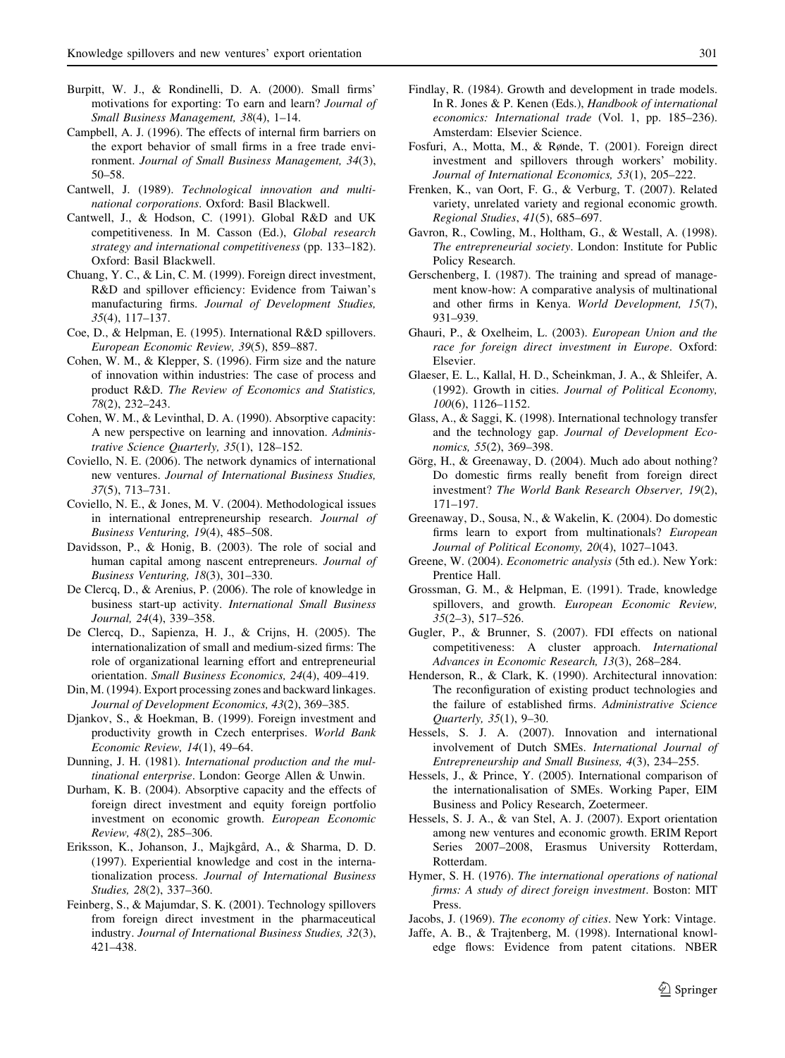Burpitt, W. J., & Rondinelli, D. A. (2000). Small firms' motivations for exporting: To earn and learn? *Journal of Small Business Management, 38*(4), 1–14.

Campbell, A. J. (1996). The effects of internal firm barriers on the export behavior of small firms in a free trade environment. *Journal of Small Business Management, 34*(3), 50–58.

Cantwell, J. (1989). *Technological innovation and multinational corporations*. Oxford: Basil Blackwell.

Cantwell, J., & Hodson, C. (1991). Global R&D and UK competitiveness. In M. Casson (Ed.), *Global research strategy and international competitiveness* (pp. 133–182). Oxford: Basil Blackwell.

Chuang, Y. C., & Lin, C. M. (1999). Foreign direct investment, R&D and spillover efficiency: Evidence from Taiwan's manufacturing firms. *Journal of Development Studies, 35*(4), 117–137.

Coe, D., & Helpman, E. (1995). International R&D spillovers. *European Economic Review, 39*(5), 859–887.

Cohen, W. M., & Klepper, S. (1996). Firm size and the nature of innovation within industries: The case of process and product R&D. *The Review of Economics and Statistics, 78*(2), 232–243.

Cohen, W. M., & Levinthal, D. A. (1990). Absorptive capacity: A new perspective on learning and innovation. *Administrative Science Quarterly, 35*(1), 128–152.

Coviello, N. E. (2006). The network dynamics of international new ventures. *Journal of International Business Studies, 37*(5), 713–731.

Coviello, N. E., & Jones, M. V. (2004). Methodological issues in international entrepreneurship research. *Journal of Business Venturing, 19*(4), 485–508.

Davidsson, P., & Honig, B. (2003). The role of social and human capital among nascent entrepreneurs. *Journal of Business Venturing, 18*(3), 301–330.

De Clercq, D., & Arenius, P. (2006). The role of knowledge in business start-up activity. *International Small Business Journal, 24*(4), 339–358.

De Clercq, D., Sapienza, H. J., & Crijns, H. (2005). The internationalization of small and medium-sized firms: The role of organizational learning effort and entrepreneurial orientation. *Small Business Economics, 24*(4), 409–419.

Din, M. (1994). Export processing zones and backward linkages. *Journal of Development Economics, 43*(2), 369–385.

Djankov, S., & Hoekman, B. (1999). Foreign investment and productivity growth in Czech enterprises. *World Bank Economic Review, 14*(1), 49–64.

Dunning, J. H. (1981). *International production and the multinational enterprise*. London: George Allen & Unwin.

Durham, K. B. (2004). Absorptive capacity and the effects of foreign direct investment and equity foreign portfolio investment on economic growth. *European Economic Review, 48*(2), 285–306.

Eriksson, K., Johanson, J., Majkgård, A., & Sharma, D. D. (1997). Experiential knowledge and cost in the internationalization process. *Journal of International Business Studies, 28*(2), 337–360.

Feinberg, S., & Majumdar, S. K. (2001). Technology spillovers from foreign direct investment in the pharmaceutical industry. *Journal of International Business Studies, 32*(3), 421–438.

Findlay, R. (1984). Growth and development in trade models. In R. Jones & P. Kenen (Eds.), *Handbook of international economics: International trade* (Vol. 1, pp. 185–236). Amsterdam: Elsevier Science.

Fosfuri, A., Motta, M., & Rønde, T. (2001). Foreign direct investment and spillovers through workers' mobility. *Journal of International Economics, 53*(1), 205–222.

Frenken, K., van Oort, F. G., & Verburg, T. (2007). Related variety, unrelated variety and regional economic growth. *Regional Studies*, *41*(5), 685–697.

Gavron, R., Cowling, M., Holtham, G., & Westall, A. (1998). *The entrepreneurial society*. London: Institute for Public Policy Research.

Gerschenberg, I. (1987). The training and spread of management know-how: A comparative analysis of multinational and other firms in Kenya. *World Development, 15*(7), 931–939.

Ghauri, P., & Oxelheim, L. (2003). *European Union and the race for foreign direct investment in Europe*. Oxford: Elsevier.

Glaeser, E. L., Kallal, H. D., Scheinkman, J. A., & Shleifer, A. (1992). Growth in cities. *Journal of Political Economy, 100*(6), 1126–1152.

Glass, A., & Saggi, K. (1998). International technology transfer and the technology gap. *Journal of Development Economics, 55*(2), 369–398.

Görg, H., & Greenaway, D. (2004). Much ado about nothing? Do domestic firms really benefit from foreign direct investment? *The World Bank Research Observer, 19*(2), 171–197.

Greenaway, D., Sousa, N., & Wakelin, K. (2004). Do domestic firms learn to export from multinationals? *European Journal of Political Economy, 20*(4), 1027–1043.

Greene, W. (2004). *Econometric analysis* (5th ed.). New York: Prentice Hall.

Grossman, G. M., & Helpman, E. (1991). Trade, knowledge spillovers, and growth. *European Economic Review, 35*(2–3), 517–526.

Gugler, P., & Brunner, S. (2007). FDI effects on national competitiveness: A cluster approach. *International Advances in Economic Research, 13*(3), 268–284.

Henderson, R., & Clark, K. (1990). Architectural innovation: The reconfiguration of existing product technologies and the failure of established firms. *Administrative Science Quarterly, 35*(1), 9–30.

Hessels, S. J. A. (2007). Innovation and international involvement of Dutch SMEs. *International Journal of Entrepreneurship and Small Business, 4*(3), 234–255.

Hessels, J., & Prince, Y. (2005). International comparison of the internationalisation of SMEs. Working Paper, EIM Business and Policy Research, Zoetermeer.

Hessels, S. J. A., & van Stel, A. J. (2007). Export orientation among new ventures and economic growth. ERIM Report Series 2007–2008, Erasmus University Rotterdam, Rotterdam.

Hymer, S. H. (1976). *The international operations of national firms: A study of direct foreign investment*. Boston: MIT Press.

Jacobs, J. (1969). *The economy of cities*. New York: Vintage.

Jaffe, A. B., & Trajtenberg, M. (1998). International knowledge flows: Evidence from patent citations. NBER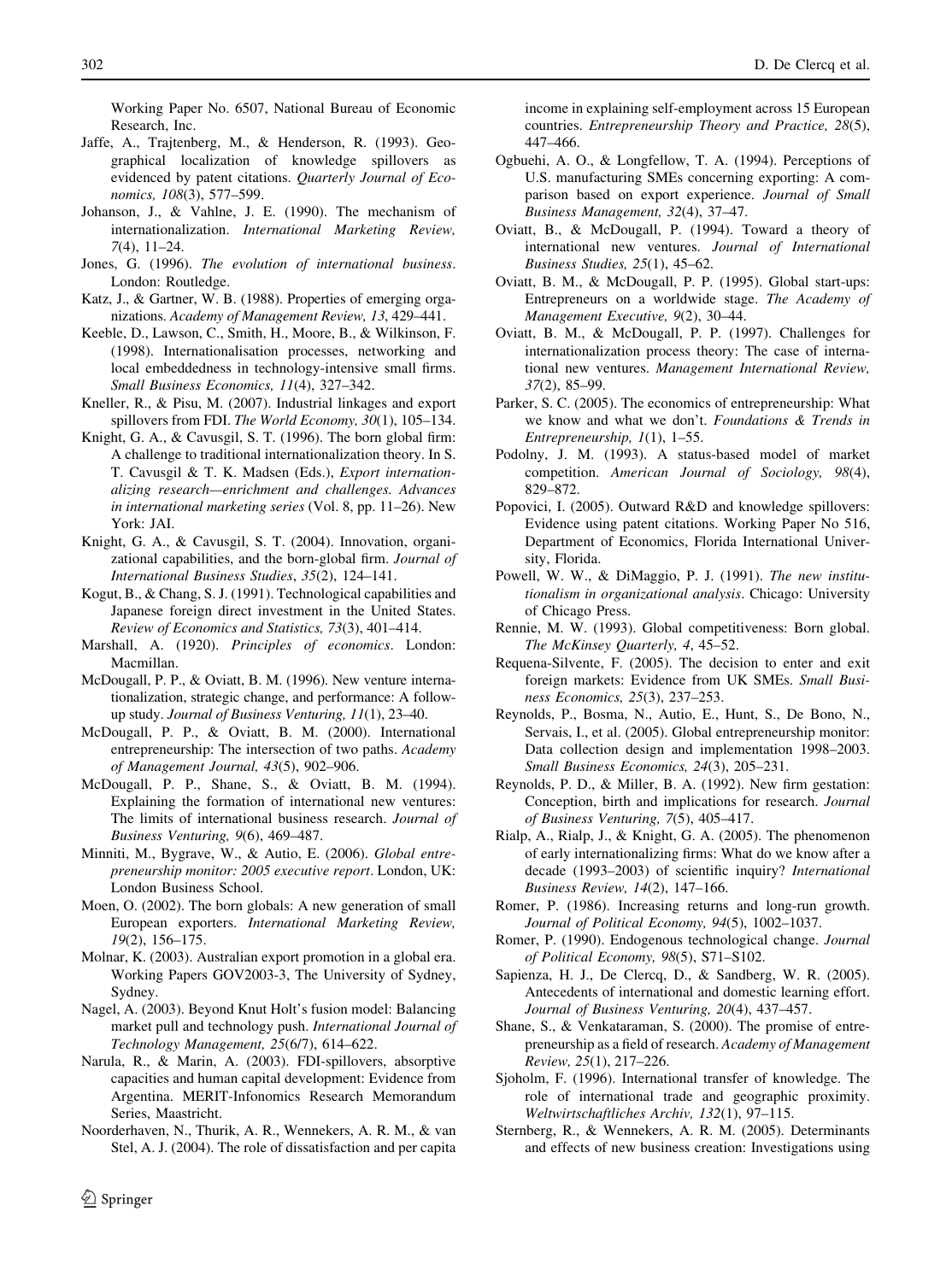Working Paper No. 6507, National Bureau of Economic Research, Inc.

Jaffe, A., Trajtenberg, M., & Henderson, R. (1993). Geographical localization of knowledge spillovers as evidenced by patent citations. *Quarterly Journal of Economics, 108*(3), 577–599.

Johanson, J., & Vahlne, J. E. (1990). The mechanism of internationalization. *International Marketing Review, 7*(4), 11–24.

Jones, G. (1996). *The evolution of international business*. London: Routledge.

Katz, J., & Gartner, W. B. (1988). Properties of emerging organizations. *Academy of Management Review, 13*, 429–441.

Keeble, D., Lawson, C., Smith, H., Moore, B., & Wilkinson, F. (1998). Internationalisation processes, networking and local embeddedness in technology-intensive small firms. *Small Business Economics, 11*(4), 327–342.

Kneller, R., & Pisu, M. (2007). Industrial linkages and export spillovers from FDI. *The World Economy, 30*(1), 105–134.

Knight, G. A., & Cavusgil, S. T. (1996). The born global firm: A challenge to traditional internationalization theory. In S. T. Cavusgil & T. K. Madsen (Eds.), *Export internationalizing research—enrichment and challenges. Advances in international marketing series* (Vol. 8, pp. 11–26). New York: JAI.

Knight, G. A., & Cavusgil, S. T. (2004). Innovation, organizational capabilities, and the born-global firm. *Journal of International Business Studies*, *35*(2), 124–141.

Kogut, B., & Chang, S. J. (1991). Technological capabilities and Japanese foreign direct investment in the United States. *Review of Economics and Statistics, 73*(3), 401–414.

Marshall, A. (1920). *Principles of economics*. London: Macmillan.

McDougall, P. P., & Oviatt, B. M. (1996). New venture internationalization, strategic change, and performance: A follow-up study. *Journal of Business Venturing, 11*(1), 23–40.

McDougall, P. P., & Oviatt, B. M. (2000). International entrepreneurship: The intersection of two paths. *Academy of Management Journal, 43*(5), 902–906.

McDougall, P. P., Shane, S., & Oviatt, B. M. (1994). Explaining the formation of international new ventures: The limits of international business research. *Journal of Business Venturing, 9*(6), 469–487.

Minniti, M., Bygrave, W., & Autio, E. (2006). *Global entrepreneurship monitor: 2005 executive report*. London, UK: London Business School.

Moen, O. (2002). The born globals: A new generation of small European exporters. *International Marketing Review, 19*(2), 156–175.

Molnar, K. (2003). Australian export promotion in a global era. Working Papers GOV2003-3, The University of Sydney, Sydney.

Nagel, A. (2003). Beyond Knut Holt's fusion model: Balancing market pull and technology push. *International Journal of Technology Management, 25*(6/7), 614–622.

Narula, R., & Marin, A. (2003). FDI-spillovers, absorptive capacities and human capital development: Evidence from Argentina. MERIT-Infonomics Research Memorandum Series, Maastricht.

Noorderhaven, N., Thurik, A. R., Wennekers, A. R. M., & van Stel, A. J. (2004). The role of dissatisfaction and per capita income in explaining self-employment across 15 European countries. *Entrepreneurship Theory and Practice, 28*(5), 447–466.

Ogbuehi, A. O., & Longfellow, T. A. (1994). Perceptions of U.S. manufacturing SMEs concerning exporting: A comparison based on export experience. *Journal of Small Business Management, 32*(4), 37–47.

Oviatt, B., & McDougall, P. (1994). Toward a theory of international new ventures. *Journal of International Business Studies, 25*(1), 45–62.

Oviatt, B. M., & McDougall, P. P. (1995). Global start-ups: Entrepreneurs on a worldwide stage. *The Academy of Management Executive, 9*(2), 30–44.

Oviatt, B. M., & McDougall, P. P. (1997). Challenges for internationalization process theory: The case of international new ventures. *Management International Review, 37*(2), 85–99.

Parker, S. C. (2005). The economics of entrepreneurship: What we know and what we don't. *Foundations & Trends in Entrepreneurship, 1*(1), 1–55.

Podolny, J. M. (1993). A status-based model of market competition. *American Journal of Sociology, 98*(4), 829–872.

Popovici, I. (2005). Outward R&D and knowledge spillovers: Evidence using patent citations. Working Paper No 516, Department of Economics, Florida International University, Florida.

Powell, W. W., & DiMaggio, P. J. (1991). *The new institutionalism in organizational analysis*. Chicago: University of Chicago Press.

Rennie, M. W. (1993). Global competitiveness: Born global. *The McKinsey Quarterly, 4*, 45–52.

Requena-Silvente, F. (2005). The decision to enter and exit foreign markets: Evidence from UK SMEs. *Small Business Economics, 25*(3), 237–253.

Reynolds, P., Bosma, N., Autio, E., Hunt, S., De Bono, N., Servais, I., et al. (2005). Global entrepreneurship monitor: Data collection design and implementation 1998–2003. *Small Business Economics, 24*(3), 205–231.

Reynolds, P. D., & Miller, B. A. (1992). New firm gestation: Conception, birth and implications for research. *Journal of Business Venturing, 7*(5), 405–417.

Rialp, A., Rialp, J., & Knight, G. A. (2005). The phenomenon of early internationalizing firms: What do we know after a decade (1993–2003) of scientific inquiry? *International Business Review, 14*(2), 147–166.

Romer, P. (1986). Increasing returns and long-run growth. *Journal of Political Economy, 94*(5), 1002–1037.

Romer, P. (1990). Endogenous technological change. *Journal of Political Economy, 98*(5), S71–S102.

Sapienza, H. J., De Clercq, D., & Sandberg, W. R. (2005). Antecedents of international and domestic learning effort. *Journal of Business Venturing, 20*(4), 437–457.

Shane, S., & Venkataraman, S. (2000). The promise of entrepreneurship as a field of research. *Academy of Management Review, 25*(1), 217–226.

Sjoholm, F. (1996). International transfer of knowledge. The role of international trade and geographic proximity. *Weltwirtschaftliches Archiv, 132*(1), 97–115.

Sternberg, R., & Wennekers, A. R. M. (2005). Determinants and effects of new business creation: Investigations using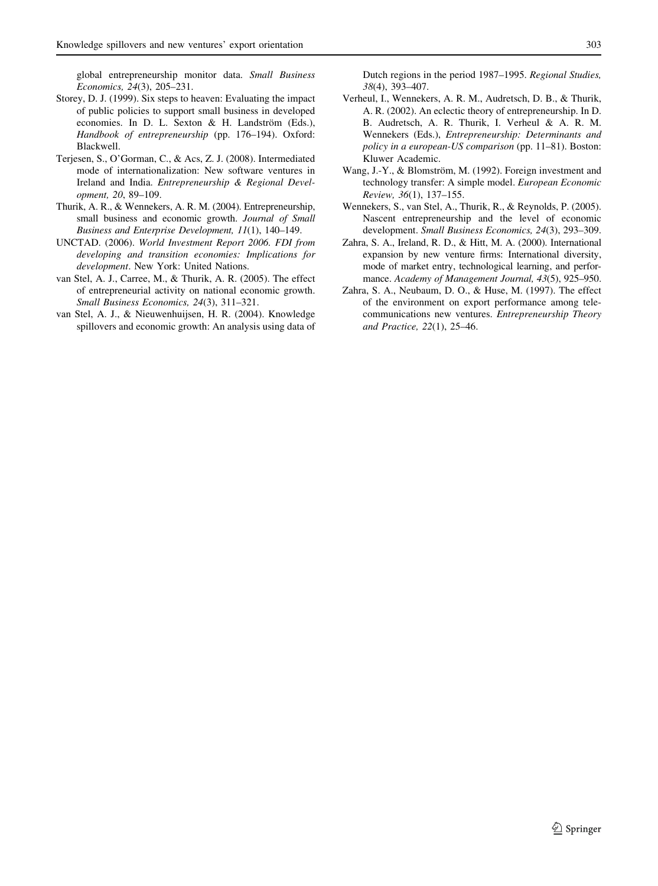global entrepreneurship monitor data. *Small Business Economics, 24*(3), 205–231.

Storey, D. J. (1999). Six steps to heaven: Evaluating the impact of public policies to support small business in developed economies. In D. L. Sexton & H. Landström (Eds.), *Handbook of entrepreneurship* (pp. 176–194). Oxford: Blackwell.

Terjesen, S., O'Gorman, C., & Acs, Z. J. (2008). Intermediated mode of internationalization: New software ventures in Ireland and India. *Entrepreneurship & Regional Development, 20*, 89–109.

Thurik, A. R., & Wennekers, A. R. M. (2004). Entrepreneurship, small business and economic growth. *Journal of Small Business and Enterprise Development, 11*(1), 140–149.

UNCTAD. (2006). *World Investment Report 2006. FDI from developing and transition economies: Implications for development*. New York: United Nations.

van Stel, A. J., Carree, M., & Thurik, A. R. (2005). The effect of entrepreneurial activity on national economic growth. *Small Business Economics, 24*(3), 311–321.

van Stel, A. J., & Nieuwenhuijsen, H. R. (2004). Knowledge spillovers and economic growth: An analysis using data of Dutch regions in the period 1987–1995. *Regional Studies, 38*(4), 393–407.

Verheul, I., Wennekers, A. R. M., Audretsch, D. B., & Thurik, A. R. (2002). An eclectic theory of entrepreneurship. In D. B. Audretsch, A. R. Thurik, I. Verheul & A. R. M. Wennekers (Eds.), *Entrepreneurship: Determinants and policy in a european-US comparison* (pp. 11–81). Boston: Kluwer Academic.

Wang, J.-Y., & Blomström, M. (1992). Foreign investment and technology transfer: A simple model. *European Economic Review, 36*(1), 137–155.

Wennekers, S., van Stel, A., Thurik, R., & Reynolds, P. (2005). Nascent entrepreneurship and the level of economic development. *Small Business Economics, 24*(3), 293–309.

Zahra, S. A., Ireland, R. D., & Hitt, M. A. (2000). International expansion by new venture firms: International diversity, mode of market entry, technological learning, and performance. *Academy of Management Journal, 43*(5), 925–950.

Zahra, S. A., Neubaum, D. O., & Huse, M. (1997). The effect of the environment on export performance among telecommunications new ventures. *Entrepreneurship Theory and Practice, 22*(1), 25–46.